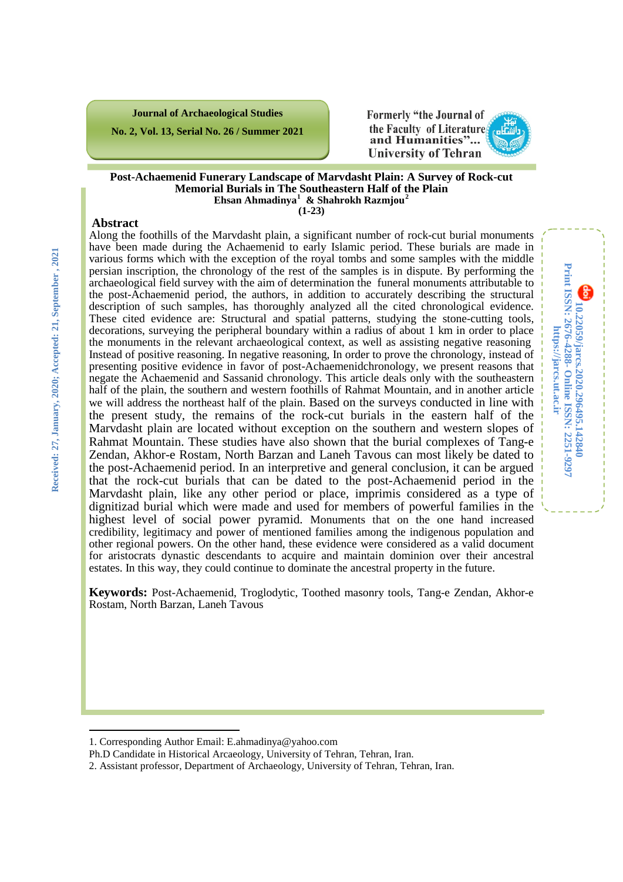# Post-Achaemenid Funerary Landscape of Marvdasht Plain: A Survey of Rock-cut Memorial Burials in The Southeastern Half of the Plain

**Ehsan Ahmadinya[1] & Shahrokh Razmjou[2]**

**(1-23)**

## Abstract

Along the foothills of the Marvdasht plain, a significant number of rock-cut burial monuments have been made during the Achaemenid to early Islamic period. These burials are made in various forms which with the exception of the royal tombs and some samples with the middle persian inscription, the chronology of the rest of the samples is in dispute. By performing the archaeological field survey with the aim of determination the funeral monuments attributable to the post-Achaemenid period, the authors, in addition to accurately describing the structural description of such samples, has thoroughly analyzed all the cited chronological evidence. These cited evidence are: Structural and spatial patterns, studying the stone-cutting tools, decorations, surveying the peripheral boundary within a radius of about 1 km in order to place the monuments in the relevant archaeological context, as well as assisting negative reasoning Instead of positive reasoning. In negative reasoning, In order to prove the chronology, instead of presenting positive evidence in favor of post-Achaemenidchronology, we present reasons that negate the Achaemenid and Sassanid chronology. This article deals only with the southeastern half of the plain, the southern and western foothills of Rahmat Mountain, and in another article we will address the northeast half of the plain. Based on the surveys conducted in line with the present study, the remains of the rock-cut burials in the eastern half of the Marvdasht plain are located without exception on the southern and western slopes of Rahmat Mountain. These studies have also shown that the burial complexes of Tang-e Zendan, Akhor-e Rostam, North Barzan and Laneh Tavous can most likely be dated to the post-Achaemenid period. In an interpretive and general conclusion, it can be argued that the rock-cut burials that can be dated to the post-Achaemenid period in the Marvdasht plain, like any other period or place, imprimis considered as a type of dignitizad burial which were made and used for members of powerful families in the highest level of social power pyramid. Monuments that on the one hand increased credibility, legitimacy and power of mentioned families among the indigenous population and other regional powers. On the other hand, these evidence were considered as a valid document for aristocrats dynastic descendants to acquire and maintain dominion over their ancestral estates. In this way, they could continue to dominate the ancestral property in the future.

**Keywords:** Post-Achaemenid, Troglodytic, Toothed masonry tools, Tang-e Zendan, Akhor-e Rostam, North Barzan, Laneh Tavous

Received: 27, January, 2020; Accepted: 21, September , 2021

10.22059/jarcs.2020.296495.142840

Print ISSN: 2676-4288- Online ISSN: 2251-9297

https://jarcs.ut.ac.ir

---

1. Corresponding Author Email: E.ahmadinya@yahoo.com

Ph.D Candidate in Historical Arcaeology, University of Tehran, Tehran, Iran.

2. Assistant professor, Department of Archaeology, University of Tehran, Tehran, Iran.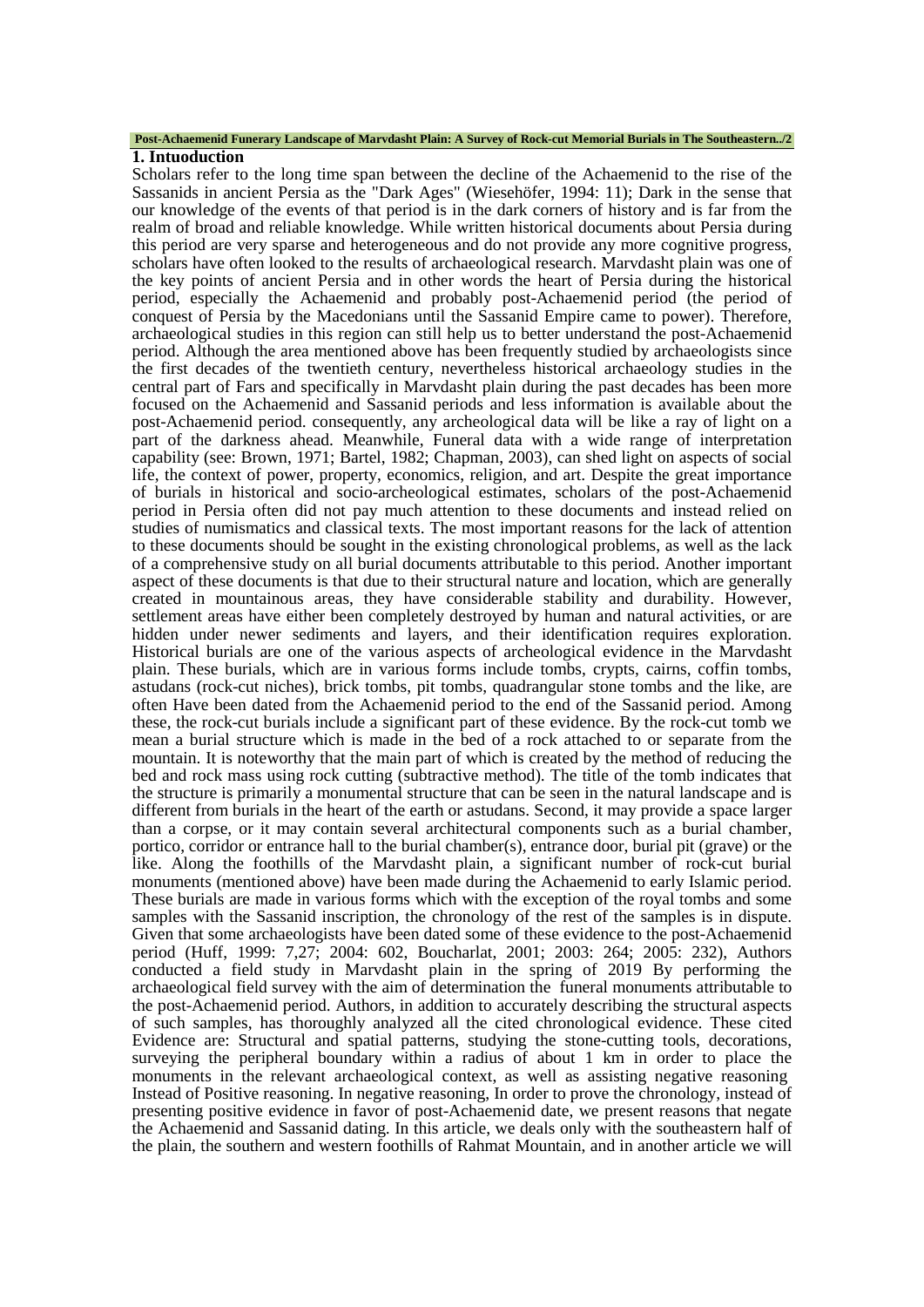## 1. Intuoduction

Scholars refer to the long time span between the decline of the Achaemenid to the rise of the Sassanids in ancient Persia as the "Dark Ages" (Wiesehöfer, 1994: 11); Dark in the sense that our knowledge of the events of that period is in the dark corners of history and is far from the realm of broad and reliable knowledge. While written historical documents about Persia during this period are very sparse and heterogeneous and do not provide any more cognitive progress, scholars have often looked to the results of archaeological research. Marvdasht plain was one of the key points of ancient Persia and in other words the heart of Persia during the historical period, especially the Achaemenid and probably post-Achaemenid period (the period of conquest of Persia by the Macedonians until the Sassanid Empire came to power). Therefore, archaeological studies in this region can still help us to better understand the post-Achaemenid period. Although the area mentioned above has been frequently studied by archaeologists since the first decades of the twentieth century, nevertheless historical archaeology studies in the central part of Fars and specifically in Marvdasht plain during the past decades has been more focused on the Achaemenid and Sassanid periods and less information is available about the post-Achaemenid period. consequently, any archeological data will be like a ray of light on a part of the darkness ahead. Meanwhile, Funeral data with a wide range of interpretation capability (see: Brown, 1971; Bartel, 1982; Chapman, 2003), can shed light on aspects of social life, the context of power, property, economics, religion, and art. Despite the great importance of burials in historical and socio-archeological estimates, scholars of the post-Achaemenid period in Persia often did not pay much attention to these documents and instead relied on studies of numismatics and classical texts. The most important reasons for the lack of attention to these documents should be sought in the existing chronological problems, as well as the lack of a comprehensive study on all burial documents attributable to this period. Another important aspect of these documents is that due to their structural nature and location, which are generally created in mountainous areas, they have considerable stability and durability. However, settlement areas have either been completely destroyed by human and natural activities, or are hidden under newer sediments and layers, and their identification requires exploration. Historical burials are one of the various aspects of archeological evidence in the Marvdasht plain. These burials, which are in various forms include tombs, crypts, cairns, coffin tombs, astudans (rock-cut niches), brick tombs, pit tombs, quadrangular stone tombs and the like, are often Have been dated from the Achaemenid period to the end of the Sassanid period. Among these, the rock-cut burials include a significant part of these evidence. By the rock-cut tomb we mean a burial structure which is made in the bed of a rock attached to or separate from the mountain. It is noteworthy that the main part of which is created by the method of reducing the bed and rock mass using rock cutting (subtractive method). The title of the tomb indicates that the structure is primarily a monumental structure that can be seen in the natural landscape and is different from burials in the heart of the earth or astudans. Second, it may provide a space larger than a corpse, or it may contain several architectural components such as a burial chamber, portico, corridor or entrance hall to the burial chamber(s), entrance door, burial pit (grave) or the like. Along the foothills of the Marvdasht plain, a significant number of rock-cut burial monuments (mentioned above) have been made during the Achaemenid to early Islamic period. These burials are made in various forms which with the exception of the royal tombs and some samples with the Sassanid inscription, the chronology of the rest of the samples is in dispute. Given that some archaeologists have been dated some of these evidence to the post-Achaemenid period (Huff, 1999: 7,27; 2004: 602, Boucharlat, 2001; 2003: 264; 2005: 232), Authors conducted a field study in Marvdasht plain in the spring of 2019 By performing the archaeological field survey with the aim of determination the funeral monuments attributable to the post-Achaemenid period. Authors, in addition to accurately describing the structural aspects of such samples, has thoroughly analyzed all the cited chronological evidence. These cited Evidence are: Structural and spatial patterns, studying the stone-cutting tools, decorations, surveying the peripheral boundary within a radius of about 1 km in order to place the monuments in the relevant archaeological context, as well as assisting negative reasoning Instead of Positive reasoning. In negative reasoning, In order to prove the chronology, instead of presenting positive evidence in favor of post-Achaemenid date, we present reasons that negate the Achaemenid and Sassanid dating. In this article, we deals only with the southeastern half of the plain, the southern and western foothills of Rahmat Mountain, and in another article we will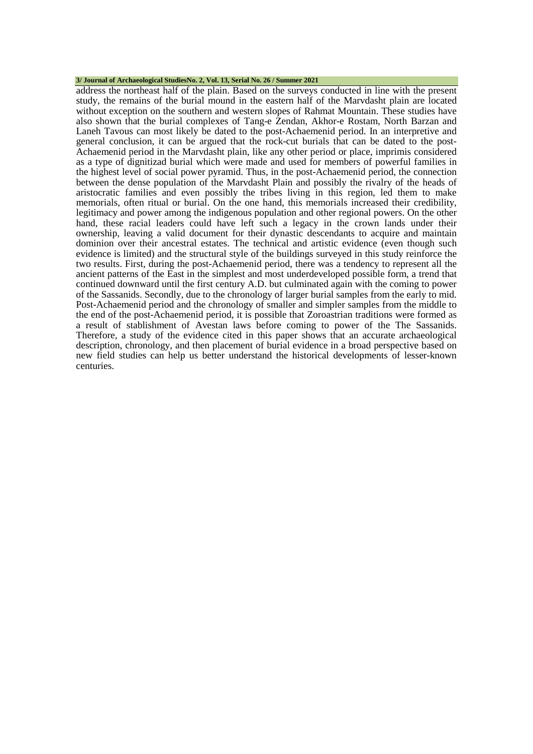address the northeast half of the plain. Based on the surveys conducted in line with the present study, the remains of the burial mound in the eastern half of the Marvdasht plain are located without exception on the southern and western slopes of Rahmat Mountain. These studies have also shown that the burial complexes of Tang-e Zendan, Akhor-e Rostam, North Barzan and Laneh Tavous can most likely be dated to the post-Achaemenid period. In an interpretive and general conclusion, it can be argued that the rock-cut burials that can be dated to the post-Achaemenid period in the Marvdasht plain, like any other period or place, imprimis considered as a type of dignitizad burial which were made and used for members of powerful families in the highest level of social power pyramid. Thus, in the post-Achaemenid period, the connection between the dense population of the Marvdasht Plain and possibly the rivalry of the heads of aristocratic families and even possibly the tribes living in this region, led them to make memorials, often ritual or burial. On the one hand, this memorials increased their credibility, legitimacy and power among the indigenous population and other regional powers. On the other hand, these racial leaders could have left such a legacy in the crown lands under their ownership, leaving a valid document for their dynastic descendants to acquire and maintain dominion over their ancestral estates. The technical and artistic evidence (even though such evidence is limited) and the structural style of the buildings surveyed in this study reinforce the two results. First, during the post-Achaemenid period, there was a tendency to represent all the ancient patterns of the East in the simplest and most underdeveloped possible form, a trend that continued downward until the first century A.D. but culminated again with the coming to power of the Sassanids. Secondly, due to the chronology of larger burial samples from the early to mid. Post-Achaemenid period and the chronology of smaller and simpler samples from the middle to the end of the post-Achaemenid period, it is possible that Zoroastrian traditions were formed as a result of stablishment of Avestan laws before coming to power of the The Sassanids. Therefore, a study of the evidence cited in this paper shows that an accurate archaeological description, chronology, and then placement of burial evidence in a broad perspective based on new field studies can help us better understand the historical developments of lesser-known centuries.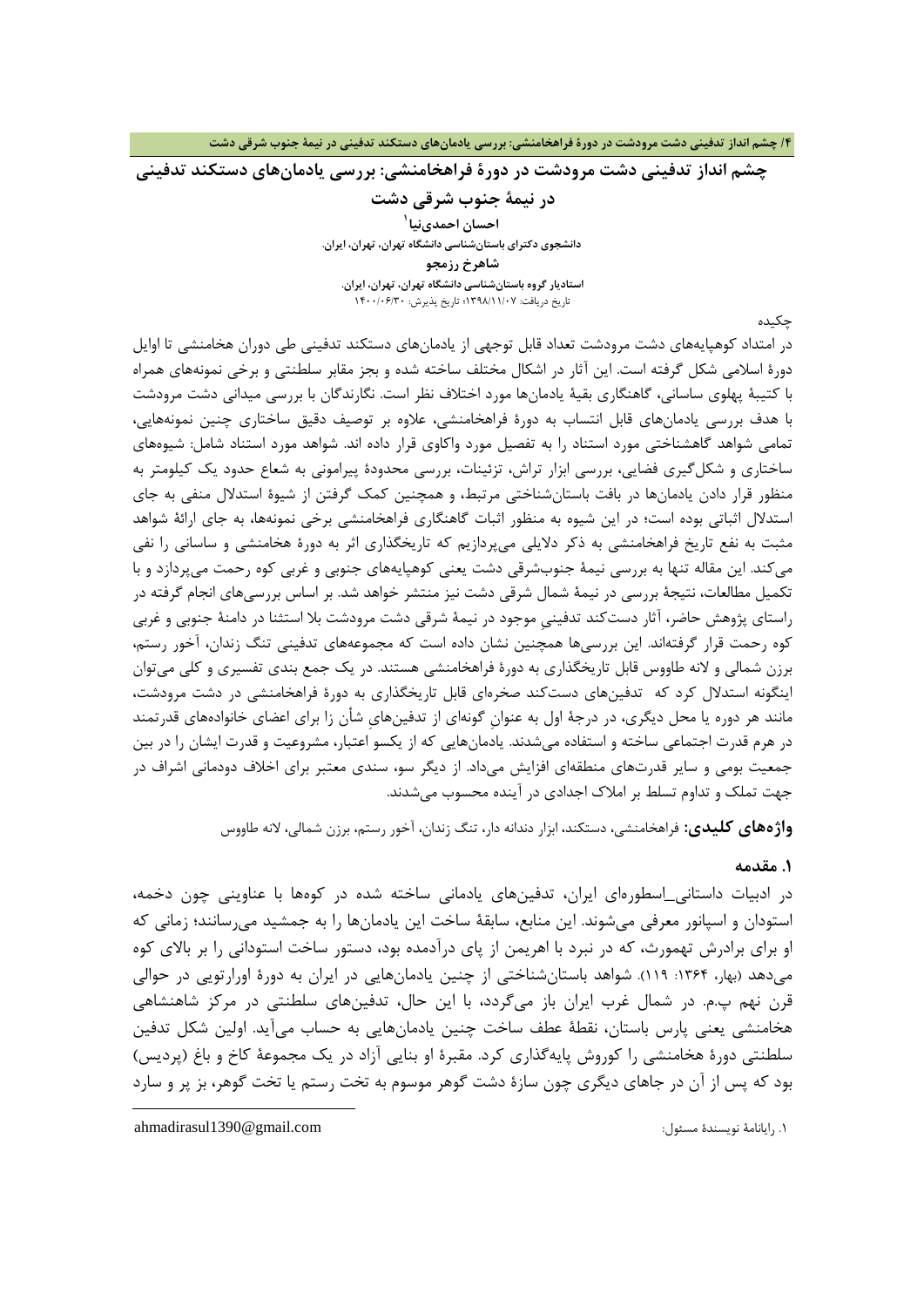# چشم انداز تدفینی دشت مرودشت در دورهٔ فراهخامنشی: بررسی یادمان‌های دستکند تدفینی در نیمهٔ جنوب شرقی دشت

**احسان احمدی‌نیا**[1]

دانشجوی دکترای باستان‌شناسی دانشگاه تهران، تهران، ایران.

**شاهرخ رزمجو**

استادیار گروه باستان‌شناسی دانشگاه تهران، تهران، ایران.

تاریخ دریافت: ۱۳۹۸/۱۱/۰۷؛ تاریخ پذیرش: ۱۴۰۰/۰۶/۳۰

چکیده

در امتداد کوهپایه‌های دشت مرودشت تعداد قابل توجهی از یادمان‌های دستکند تدفینی طی دوران هخامنشی تا اوایل دورهٔ اسلامی شکل گرفته است. این آثار در اشکال مختلف ساخته شده و بجز مقابر سلطنتی و برخی نمونه‌های همراه با کتیبهٔ پهلوی ساسانی، گاهنگاری بقیهٔ یادمان‌ها مورد اختلاف نظر است. نگارندگان با بررسی میدانی دشت مرودشت با هدف بررسی یادمان‌های قابل انتساب به دورهٔ فراهخامنشی، علاوه بر توصیف دقیق ساختاری چنین نمونه‌هایی، تمامی شواهد گاهشناختی مورد استناد را به تفصیل مورد واکاوی قرار داده اند. شواهد مورد استناد شامل: شیوه‌های ساختاری و شکل‌گیری فضایی، بررسی ابزار تراش، تزئینات، بررسی محدودهٔ پیرامونی به شعاع حدود یک کیلومتر به منظور قرار دادن یادمان‌ها در بافت باستان‌شناختی مرتبط، و همچنین کمک گرفتن از شیوهٔ استدلال منفی به جای استدلال اثباتی بوده است؛ در این شیوه به منظور اثبات گاهنگاری فراهخامنشی برخی نمونه‌ها، به جای ارائهٔ شواهد مثبت به نفع تاریخ فراهخامنشی به ذکر دلایلی می‌پردازیم که تاریخگذاری اثر به دورهٔ هخامنشی و ساسانی را نفی می‌کند. این مقاله تنها به بررسی نیمهٔ جنوب‌شرقی دشت یعنی کوهپایه‌های جنوبی و غربی کوه رحمت می‌پردازد و با تکمیل مطالعات، نتیجهٔ بررسی در نیمهٔ شمال شرقی دشت نیز منتشر خواهد شد. بر اساس بررسی‌های انجام گرفته در راستای پژوهش حاضر، آثار دست‌کند تدفینیِ موجود در نیمهٔ شرقی دشت مرودشت بلا استثنا در دامنهٔ جنوبی و غربی کوه رحمت قرار گرفته‌اند. این بررسی‌ها همچنین نشان داده است که مجموعه‌های تدفینی تنگ زندان، آخور رستم، برزن شمالی و لانه طاووس قابل تاریخگذاری به دورهٔ فراهخامنشی هستند. در یک جمع بندی تفسیری و کلی می‌توان اینگونه استدلال کرد که تدفین‌های دست‌کند صخره‌ای قابل تاریخگذاری به دورهٔ فراهخامنشی در دشت مرودشت، مانند هر دوره یا محل دیگری، در درجهٔ اول به عنوانِ گونه‌ای از تدفین‌هایِ شأن زا برای اعضای خانواده‌های قدرتمند در هرم قدرت اجتماعی ساخته و استفاده می‌شدند. یادمان‌هایی که از یکسو اعتبار، مشروعیت و قدرت ایشان را در بین جمعیت بومی و سایر قدرت‌های منطقه‌ای افزایش می‌داد. از دیگر سو، سندی معتبر برای اخلاف دودمانی اشراف در جهت تملک و تداوم تسلط بر املاک اجدادی در آینده محسوب می‌شدند.

**واژه‌های کلیدی:** فراهخامنشی، دستکند، ابزار دندانه دار، تنگ زندان، آخور رستم، برزن شمالی، لانه طاووس

## ۱. مقدمه

در ادبیات داستانی_اسطوره‌ای ایران، تدفین‌های یادمانی ساخته شده در کوه‌ها با عناوینی چون دخمه، استودان و اسپانور معرفی می‌شوند. این منابع، سابقهٔ ساخت این یادمان‌ها را به جمشید می‌رسانند؛ زمانی که او برای برادرش تهمورث، که در نبرد با اهریمن از پای درآمده بود، دستور ساخت استودانی را بر بالای کوه می‌دهد (بهار، ۱۳۶۴: ۱۱۹). شواهد باستان‌شناختی از چنین یادمان‌هایی در ایران به دورهٔ اورارتویی در حوالی قرن نهم پ.م. در شمال غرب ایران باز می‌گردد، با این حال، تدفین‌های سلطنتی در مرکز شاهنشاهی هخامنشی یعنی پارس باستان، نقطهٔ عطف ساخت چنین یادمان‌هایی به حساب می‌آید. اولین شکل تدفین سلطنتی دورهٔ هخامنشی را کوروش پایه‌گذاری کرد. مقبرهٔ او بنایی آزاد در یک مجموعهٔ کاخ و باغ (پردیس) بود که پس از آن در جاهای دیگری چون سازهٔ دشت گوهر موسوم به تخت رستم یا تخت گوهر، بز پر و سارد

---

[1] ۱. رایانامهٔ نویسندهٔ مسئول: ahmadirasul1390@gmail.com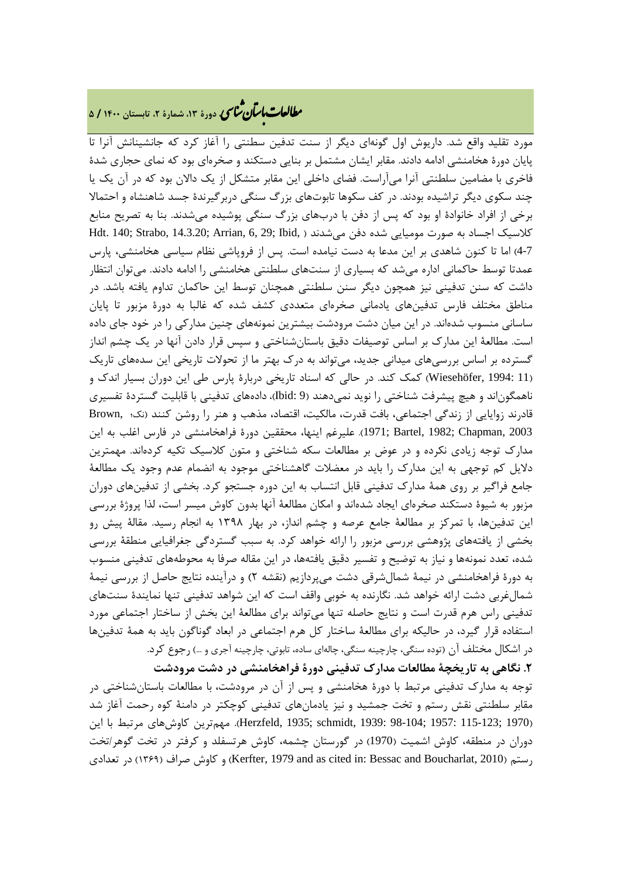مورد تقلید واقع شد. داریوش اول گونه‌ای دیگر از سنت تدفین سطنتی را آغاز کرد که جانشینانش آنرا تا پایان دورهٔ هخامنشی ادامه دادند. مقابر ایشان مشتمل بر بنایی دستکند و صخره‌ای بود که نمای حجاری شدهٔ فاخری با مضامین سلطنتی آنرا می‌آراست. فضای داخلی این مقابر متشکل از یک دالان بود که در آن یک یا چند سکوی دیگر تراشیده بودند. در کف سکوها تابوت‌های بزرگ سنگی دربرگیرندهٔ جسد شاهنشاه و احتمالا برخی از افراد خانوادهٔ او بود که پس از دفن با درب‌های بزرگ سنگی پوشیده می‌شدند. بنا به تصریح منابع کلاسیک اجساد به صورت مومیایی شده دفن می‌شدند (Hdt. 140; Strabo, 14.3.20; Arrian, 6, 29; Ibid, 4-7) اما تا کنون شاهدی بر این مدعا به دست نیامده است. پس از فروپاشی نظام سیاسی هخامنشی، پارس عمدتا توسط حاکمانی اداره می‌شد که بسیاری از سنت‌های سلطنتی هخامنشی را ادامه دادند. می‌توان انتظار داشت که سنن تدفینی نیز همچون دیگر سنن سلطنتی همچنان توسط این حاکمان تداوم یافته باشد. در مناطق مختلف فارس تدفین‌های یادمانی صخره‌ای متعددی کشف شده که غالبا به دورهٔ مزبور تا پایان ساسانی منسوب شده‌اند. در این میان دشت مرودشت بیشترین نمونه‌های چنین مدارکی را در خود جای داده است. مطالعهٔ این مدارک بر اساس توصیفات دقیق باستان‌شناختی و سپس قرار دادن آنها در یک چشم انداز گسترده بر اساس بررسی‌های میدانی جدید، می‌تواند به درک بهتر ما از تحولات تاریخی این سده‌های تاریک کمک کند. در حالی که اسناد تاریخی دربارهٔ پارس طی این دوران بسیار اندک و (Wiesehöfer, 1994: 11) ناهمگون‌اند و هیچ پیشرفت شناختی را نوید نمی‌دهند (Ibid: 9)، داده‌های تدفینی با قابلیت گستردهٔ تفسیری قادرند زوایایی از زندگی اجتماعی، بافت قدرت، مالکیت، اقتصاد، مذهب و هنر را روشن کنند (نک؛ Brown, 1971; Bartel, 1982; Chapman, 2003). علیرغم اینها، محققین دورهٔ فراهخامنشی در فارس اغلب به این مدارک توجه زیادی نکرده و در عوض بر مطالعات سکه شناختی و متون کلاسیک تکیه کرده‌اند. مهمترین دلایل کم توجهی به این مدارک را باید در معضلات گاهشناختی موجود به انضمام عدم وجود یک مطالعهٔ جامع فراگیر بر روی همهٔ مدارک تدفینی قابل انتساب به این دوره جستجو کرد. بخشی از تدفین‌های دوران مزبور به شیوهٔ دستکند صخره‌ای ایجاد شده‌اند و امکان مطالعهٔ آنها بدون کاوش میسر است، لذا پروژهٔ بررسی این تدفین‌ها، با تمرکز بر مطالعهٔ جامع عرصه و چشم انداز، در بهار ۱۳۹۸ به انجام رسید. مقالهٔ پیش رو بخشی از یافته‌های پژوهشی بررسی مزبور را ارائه خواهد کرد. به سبب گستردگی جغرافیایی منطقهٔ بررسی شده، تعدد نمونه‌ها و نیز به توضیح و تفسیر دقیق یافته‌ها، در این مقاله صرفا به محوطه‌های تدفینی منسوب به دورهٔ فراهخامنشی در نیمهٔ شمال‌شرقی دشت می‌پردازیم (نقشه ۲) و درآینده نتایج حاصل از بررسی نیمهٔ شمال‌غربی دشت ارائه خواهد شد. نگارنده به خوبی واقف است که این شواهد تدفینی تنها نمایندهٔ سنت‌های تدفینی راس هرم قدرت است و نتایج حاصله تنها می‌تواند برای مطالعهٔ این بخش از ساختار اجتماعی مورد استفاده قرار گیرد، در حالیکه برای مطالعهٔ ساختار کل هرم اجتماعی در ابعاد گوناگون باید به همهٔ تدفین‌ها در اشکال مختلف آن (توده سنگی، چارچینه سنگی، چاله‌ای ساده، تابوتی، چارچینه آجری و ...) رجوع کرد.

## ۲. نگاهی به تاریخچهٔ مطالعات مدارک تدفینی دورهٔ فراهخامنشی در دشت مرودشت

توجه به مدارک تدفینی مرتبط با دورهٔ هخامنشی و پس از آن در مرودشت، با مطالعات باستان‌شناختی در مقابر سلطنتی نقش رستم و تخت جمشید و نیز یادمان‌های تدفینی کوچکتر در دامنهٔ کوه رحمت آغاز شد (Herzfeld, 1935; schmidt, 1939: 98-104; 1957: 115-123; 1970). مهم‌ترین کاوش‌های مرتبط با این دوران در منطقه، کاوش اشمیت (1970) در گورستان چشمه، کاوش هرتسفلد و کرفتر در تخت گوهر/تخت رستم (Kerfter, 1979 and as cited in: Bessac and Boucharlat, 2010) و کاوش صراف (۱۳۶۹) در تعدادی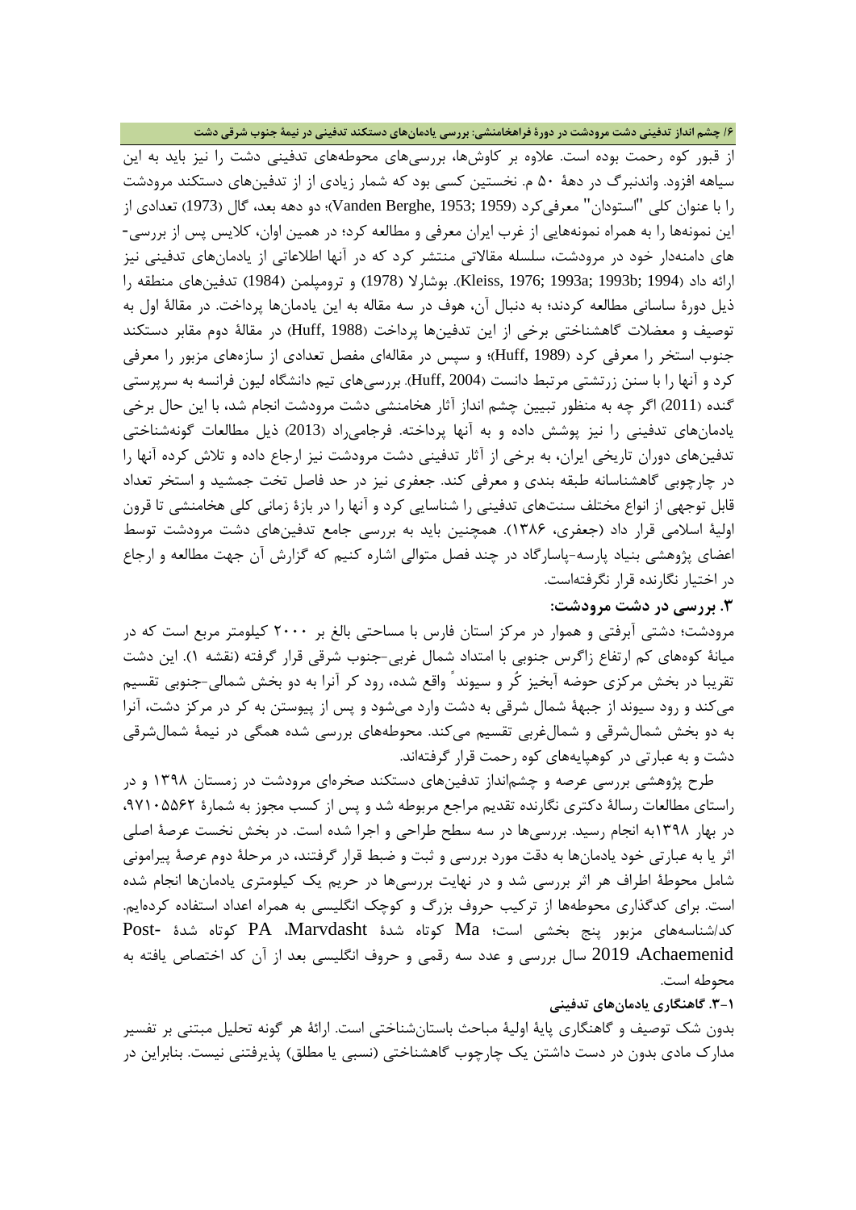از قبور کوه رحمت بوده است. علاوه بر کاوش‌ها، بررسی‌های محوطه‌های تدفینی دشت را نیز باید به این سیاهه افزود. واندنبرگ در دهۀ ۵۰ م. نخستین کسی بود که شمار زیادی از تدفین‌های دستکند مرودشت را با عنوان کلی "استودان" معرفی‌کرد (Vanden Berghe, 1953; 1959)؛ دو دهه بعد، گال (1973) تعدادی از این نمونه‌ها را به همراه نمونه‌هایی از غرب ایران معرفی و مطالعه کرد؛ در همین اوان، کلایس پس از بررسی-های دامنه‌دار خود در مرودشت، سلسله مقالاتی منتشر کرد که در آنها اطلاعاتی از یادمان‌های تدفینی نیز ارائه داد (Kleiss, 1976; 1993a; 1993b; 1994). بوشارلا (1978) و ترومپلمن (1984) تدفین‌های منطقه را ذیل دورۀ ساسانی مطالعه کردند؛ به دنبال آن، هوف در سه مقاله به این یادمان‌ها پرداخت. در مقالۀ اول به توصیف و معضلات گاهشناختی برخی از این تدفین‌ها پرداخت (Huff, 1988) در مقالۀ دوم مقابر دستکند جنوب استخر را معرفی کرد (Huff, 1989)؛ و سپس در مقاله‌ای مفصل تعدادی از سازه‌های مزبور را معرفی کرد و آنها را با سنن زرتشتی مرتبط دانست (Huff, 2004). بررسی‌های تیم دانشگاه لیون فرانسه به سرپرستی گنده (2011) اگر چه به منظور تبیین چشم انداز آثار هخامنشی دشت مرودشت انجام شد، با این حال برخی یادمان‌های تدفینی را نیز پوشش داده و به آنها پرداخته. فرجامی‌راد (2013) ذیل مطالعات گونه‌شناختی تدفین‌های دوران تاریخی ایران، به برخی از آثار تدفینی دشت مرودشت نیز ارجاع داده و تلاش کرده آنها را در چارچوبی گاهشناسانه طبقه بندی و معرفی کند. جعفری نیز در حد فاصل تخت جمشید و استخر تعداد قابل توجهی از انواع مختلف سنت‌های تدفینی را شناسایی کرد و آنها را در بازۀ زمانی کلی هخامنشی تا قرون اولیۀ اسلامی قرار داد (جعفری، ۱۳۸۶). همچنین باید به بررسی جامع تدفین‌های دشت مرودشت توسط اعضای پژوهشی بنیاد پارسه-پاسارگاد در چند فصل متوالی اشاره کنیم که گزارش آن جهت مطالعه و ارجاع در اختیار نگارنده قرار نگرفته‌است.

## ۳. بررسی در دشت مرودشت:

مرودشت؛ دشتی آبرفتی و هموار در مرکز استان فارس با مساحتی بالغ بر ۲۰۰۰ کیلومتر مربع است که در میانۀ کوه‌های کم ارتفاع زاگرس جنوبی با امتداد شمال غربی-جنوب شرقی قرار گرفته (نقشه ۱). این دشت تقریبا در بخش مرکزی حوضه آبخیز کُر و سیوند واقع شده، رود کر آنرا به دو بخش شمالی-جنوبی تقسیم می‌کند و رود سیوند از جبهۀ شمال شرقی به دشت وارد می‌شود و پس از پیوستن به کر در مرکز دشت، آنرا به دو بخش شمال‌شرقی و شمال‌غربی تقسیم می‌کند. محوطه‌های بررسی شده همگی در نیمۀ شمال‌شرقی دشت و به عبارتی در کوهپایه‌های کوه رحمت قرار گرفته‌اند.

طرح پژوهشی بررسی عرصه و چشم‌انداز تدفین‌های دستکند صخره‌ای مرودشت در زمستان ۱۳۹۸ و در راستای مطالعات رسالۀ دکتری نگارنده تقدیم مراجع مربوطه شد و پس از کسب مجوز به شمارۀ ۹۷۱۰۵۵۶۲، در بهار ۱۳۹۸به انجام رسید. بررسی‌ها در سه سطح طراحی و اجرا شده است. در بخش نخست عرصۀ اصلی اثر یا به عبارتی خود یادمان‌ها به دقت مورد بررسی و ثبت و ضبط قرار گرفتند، در مرحلۀ دوم عرصۀ پیرامونی شامل محوطۀ اطراف هر اثر بررسی شد و در نهایت بررسی‌ها در حریم یک کیلومتری یادمان‌ها انجام شده است. برای کدگذاری محوطه‌ها از ترکیب حروف بزرگ و کوچک انگلیسی به همراه اعداد استفاده کرده‌ایم. کد/شناسه‌های مزبور پنج بخشی است؛ Ma کوتاه شدۀ Marvdasht، PA کوتاه شدۀ Post-Achaemenid، 2019 سال بررسی و عدد سه رقمی و حروف انگلیسی بعد از آن کد اختصاص یافته به محوطه است.

### ۳-۱. گاهنگاری یادمان‌های تدفینی

بدون شک توصیف و گاهنگاری پایۀ اولیۀ مباحث باستان‌شناختی است. ارائۀ هر گونه تحلیل مبتنی بر تفسیر مدارک مادی بدون در دست داشتن یک چارچوب گاهشناختی (نسبی یا مطلق) پذیرفتنی نیست. بنابراین در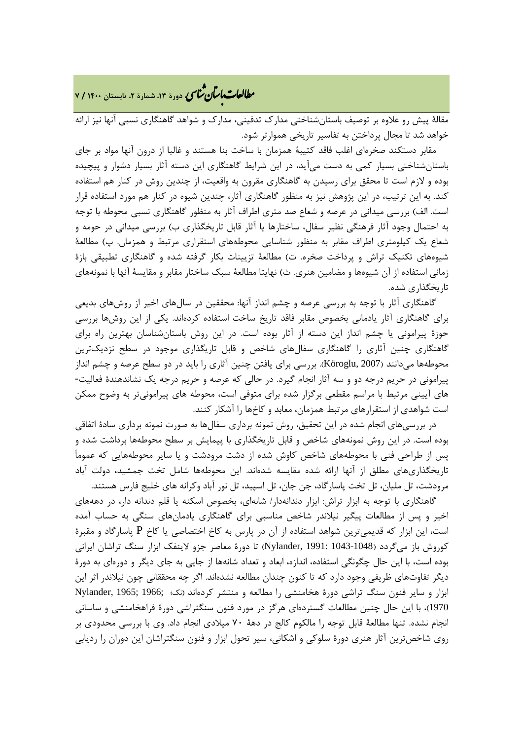مقالۀ پیش رو علاوه بر توصیف باستان‌شناختی مدارک تدفینی، مدارک و شواهد گاهنگاری نسبی آنها نیز ارائه خواهد شد تا مجال پرداختن به تفاسیر تاریخی هموارتر شود.

مقابر دستکند صخره‌ای اغلب فاقد کتیبۀ همزمان با ساخت بنا هستند و غالبا از درون آنها مواد بر جای باستان‌شناختی بسیار کمی به دست می‌آید، در این شرایط گاهنگاری این دسته آثار بسیار دشوار و پیچیده بوده و لازم است تا محقق برای رسیدن به گاهنگاری مقرون به واقعیت، از چندین روش در کنار هم استفاده کند. به این ترتیب، در این پژوهش نیز به منظور گاهنگاری آثار، چندین شیوه در کنار هم مورد استفاده قرار است. الف) بررسی میدانی در عرصه و شعاع صد متری اطراف آثار به منظور گاهنگاری نسبی محوطه با توجه به احتمال وجود آثار فرهنگی نظیر سفال، ساختارها یا آثار قابل تاریخگذاری ب) بررسی میدانی در حومه و شعاع یک کیلومتری اطراف مقابر به منظور شناسایی محوطه‌های استقراری مرتبط و همزمان. پ) مطالعۀ شیوه‌های تکنیک تراش و پرداخت صخره. ت) مطالعۀ تزیینات بکار گرفته شده و گاهنگاری تطبیقی بازۀ زمانی استفاده از آن شیوه‌ها و مضامین هنری. ث) نهایتا مطالعۀ سبک ساختار مقابر و مقایسۀ آنها با نمونه‌های تاریخگذاری شده.

گاهنگاری آثار با توجه به بررسی عرصه و چشم انداز آنها: محققین در سال‌های اخیر از روش‌های بدیعی برای گاهنگاری آثار یادمانی بخصوص مقابر فاقد تاریخ ساخت استفاده کرده‌اند. یکی از این روش‌ها بررسی حوزۀ پیرامونی یا چشم انداز این دسته از آثار بوده است. در این روش باستان‌شناسان بهترین راه برای گاهنگاری چنین آثاری را گاهنگاری سفال‌های شاخص و قابل تاریگذاری موجود در سطح نزدیک‌ترین محوطه‌ها می‌دانند (Köroglu, 2007). بررسی برای یافتن چنین آثاری را باید در دو سطح عرصه و چشم انداز پیرامونی در حریم درجه دو و سه آثار انجام گیرد. در حالی که عرصه و حریم درجه یک نشاندهندۀ فعالیت-های آیینی مرتبط با مراسم مقطعی برگزار شده برای متوفی است، محوطه های پیرامونی‌تر به وضوح ممکن است شواهدی از استقرارهای مرتبط همزمان، معابد و کاخ‌ها را آشکار کنند.

در بررسی‌های انجام شده در این تحقیق، روش نمونه برداری سفال‌ها به صورت نمونه برداری سادۀ اتفاقی بوده است. در این روش نمونه‌های شاخص و قابل تاریخگذاری با پیمایش بر سطح محوطه‌ها برداشت شده و پس از طراحی فنی با محوطه‌های شاخص کاوش شده از دشت مرودشت و یا سایر محوطه‌هایی که عموماً تاریخگذاری‌های مطلق از آنها ارائه شده مقایسه شده‌اند. این محوطه‌ها شامل تخت جمشید، دولت آباد مرودشت، تل ملیان، تل تخت پاسارگاد، جن جان، تل اسپید، تل نور آباد وکرانه های خلیج فارس هستند.

گاهنگاری با توجه به ابزار تراش: ابزار دندانه‌دار/ شانه‌ای، بخصوص اسکنه یا قلم دندانه دار، در دهه‌های اخیر و پس از مطالعات پیگیر نیلاندر شاخص مناسبی برای گاهنگاری یادمان‌های سنگی به حساب آمده است، این ابزار که قدیمی‌ترین شواهد استفاده از آن در پارس به کاخ اختصاصی یا کاخ P پاسارگاد و مقبرۀ کوروش باز می‌گردد (Nylander, 1991: 1043-1048) تا دورۀ معاصر جزو لاینفک ابزار سنگ تراشان ایرانی بوده است، با این حال چگونگی استفاده، اندازه، ابعاد و تعداد شانه‌ها از جایی به جای دیگر و دوره‌ای به دورۀ دیگر تفاوت‌های ظریفی وجود دارد که تا کنون چندان مطالعه نشده‌اند. اگر چه محققانی چون نیلاندر اثر این ابزار و سایر فنون سنگ تراشی دورۀ هخامنشی را مطالعه و منتشر کرده‌اند (نک؛ Nylander, 1965; 1966; 1970)، با این حال چنین مطالعات گسترده‌ای هرگز در مورد فنون سنگتراشی دورۀ فراهخامنشی و ساسانی انجام نشده. تنها مطالعۀ قابل توجه را مالکوم کالج در دهۀ ۷۰ میلادی انجام داد. وی با بررسی محدودی بر روی شاخص‌ترین آثار هنری دورۀ سلوکی و اشکانی، سیر تحول ابزار و فنون سنگتراشان این دوران را ردیابی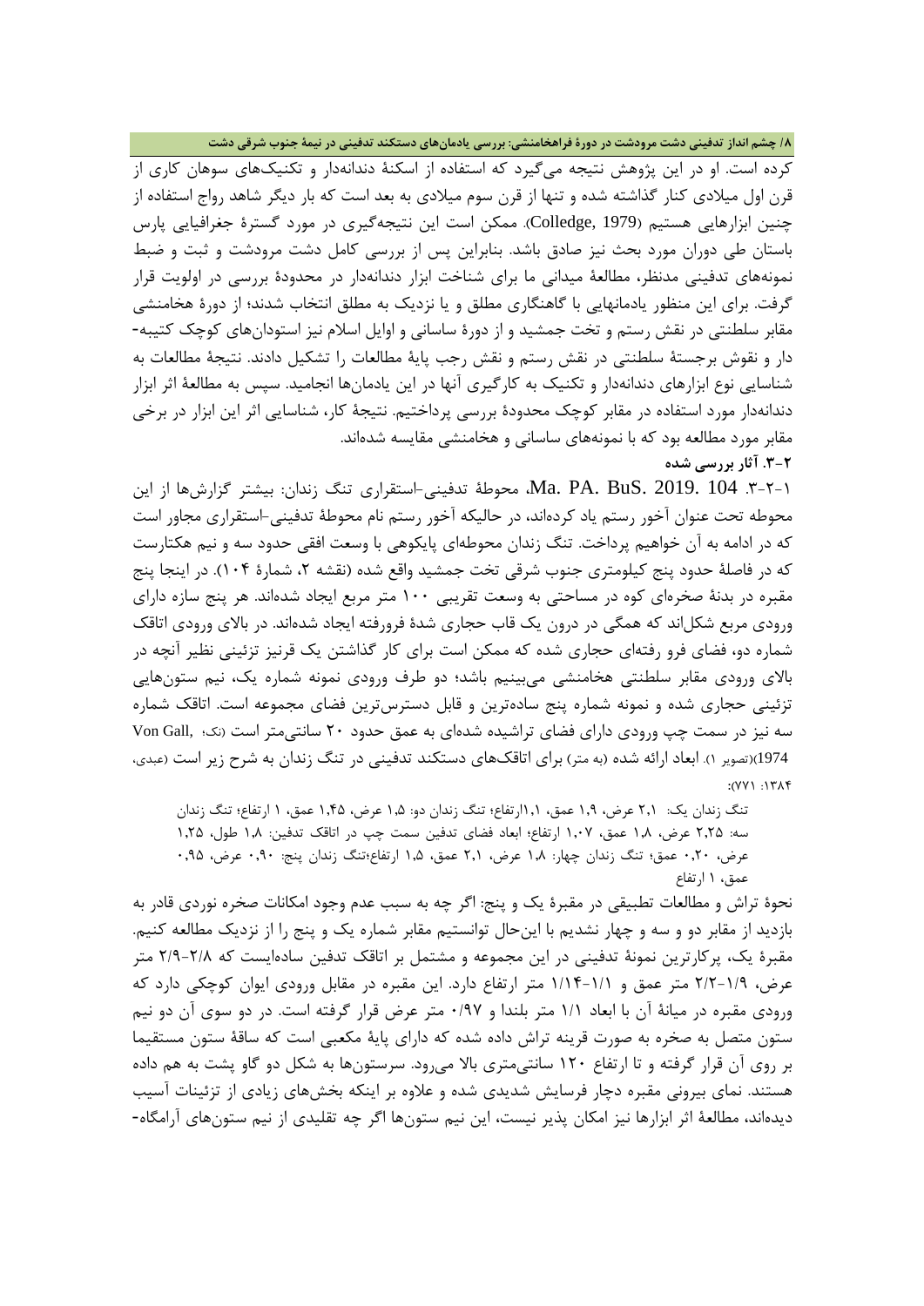کرده است. او در این پژوهش نتیجه می‌گیرد که استفاده از اسکنهٔ دندانه‌دار و تکنیک‌های سوهان کاری از قرن اول میلادی کنار گذاشته شده و تنها از قرن سوم میلادی به بعد است که بار دیگر شاهد رواج استفاده از چنین ابزارهایی هستیم (Colledge, 1979). ممکن است این نتیجه‌گیری در مورد گسترهٔ جغرافیایی پارس باستان طی دوران مورد بحث نیز صادق باشد. بنابراین پس از بررسی کامل دشت مرودشت و ثبت و ضبط نمونه‌های تدفینی مدنظر، مطالعهٔ میدانی ما برای شناخت ابزار دندانه‌دار در محدودهٔ بررسی در اولویت قرار گرفت. برای این منظور یادمانهایی با گاهنگاری مطلق و یا نزدیک به مطلق انتخاب شدند؛ از دورهٔ هخامنشی مقابر سلطنتی در نقش رستم و تخت جمشید و از دورهٔ ساسانی و اوایل اسلام نیز استودان‌های کوچک کتیبه‌دار و نقوش برجستهٔ سلطنتی در نقش رستم و نقش رجب پایهٔ مطالعات را تشکیل دادند. نتیجهٔ مطالعات به شناسایی نوع ابزارهای دندانه‌دار و تکنیک به کارگیری آنها در این یادمان‌ها انجامید. سپس به مطالعهٔ اثر ابزار دندانه‌دار مورد استفاده در مقابر کوچک محدودهٔ بررسی پرداختیم. نتیجهٔ کار، شناسایی اثر این ابزار در برخی مقابر مورد مطالعه بود که با نمونه‌های ساسانی و هخامنشی مقایسه شده‌اند.

### ۳-۲. آثار بررسی شده

۳-۲-۱. Ma. PA. BuS. 2019. 104، محوطهٔ تدفینی-استقراری تنگ زندان: بیشتر گزارش‌ها از این محوطه تحت عنوان آخور رستم یاد کرده‌اند، در حالیکه آخور رستم نام محوطهٔ تدفینی-استقراری مجاور است که در ادامه به آن خواهیم پرداخت. تنگ زندان محوطه‌ای پایکوهی با وسعت افقی حدود سه و نیم هکتارست که در فاصلهٔ حدود پنج کیلومتری جنوب شرقی تخت جمشید واقع شده (نقشه ۲، شمارهٔ ۱۰۴). در اینجا پنج مقبره در بدنهٔ صخره‌ای کوه در مساحتی به وسعت تقریبی ۱۰۰ متر مربع ایجاد شده‌اند. هر پنج سازه دارای ورودی مربع شکل‌اند که همگی در درون یک قاب حجاری شدهٔ فرورفته ایجاد شده‌اند. در بالای ورودی اتاقک شماره دو، فضای فرو رفته‌ای حجاری شده که ممکن است برای کار گذاشتن یک قرنیز تزئینی نظیر آنچه در بالای ورودی مقابر سلطنتی هخامنشی می‌بینیم باشد؛ دو طرف ورودی نمونه شماره یک، نیم ستون‌هایی تزئینی حجاری شده و نمونه شماره پنج ساده‌ترین و قابل دسترس‌ترین فضای مجموعه است. اتاقک شماره سه نیز در سمت چپ ورودی دارای فضای تراشیده شده‌ای به عمق حدود ۲۰ سانتی‌متر است (نک؛ Von Gall, 1974)(تصویر ۱). ابعاد ارائه شده (به متر) برای اتاقک‌های دستکند تدفینی در تنگ زندان به شرح زیر است (عبدی، ۱۳۸۴: ۷۷۱):

تنگ زندان یک: ۲،۱ عرض، ۱،۹ عمق، ۱،۱ارتفاع؛ تنگ زندان دو: ۱،۵ عرض، ۱،۴۵ عمق، ۱ ارتفاع؛ تنگ زندان سه: ۲،۲۵ عرض، ۱،۸ عمق، ۱،۰۷ ارتفاع؛ ابعاد فضای تدفین سمت چپ در اتاقک تدفین: ۱،۸ طول، ۱،۲۵ عرض، ۰،۲۰ عمق؛ تنگ زندان چهار: ۱،۸ عرض، ۲،۱ عمق، ۱،۵ ارتفاع؛تنگ زندان پنج: ۰،۹۰ عرض، ۰،۹۵ عمق، ۱ ارتفاع

نحوهٔ تراش و مطالعات تطبیقی در مقبرهٔ یک و پنج: اگر چه به سبب عدم وجود امکانات صخره نوردی قادر به بازدید از مقابر دو و سه و چهار نشدیم با این‌حال توانستیم مقابر شماره یک و پنج را از نزدیک مطالعه کنیم. مقبرهٔ یک، پرکارترین نمونهٔ تدفینی در این مجموعه و مشتمل بر اتاقک تدفین ساده‌ایست که ۲/۸-۲/۹ متر عرض، ۱/۹-۲/۲ متر عمق و ۱/۱-۱/۱۴ متر ارتفاع دارد. این مقبره در مقابل ورودی ایوان کوچکی دارد که ورودی مقبره در میانهٔ آن با ابعاد ۱/۱ متر بلندا و ۰/۹۷ متر عرض قرار گرفته است. در دو سوی آن دو نیم ستون متصل به صخره به صورت قرینه تراش داده شده که دارای پایهٔ مکعبی است که ساقهٔ ستون مستقیما بر روی آن قرار گرفته و تا ارتفاع ۱۲۰ سانتی‌متری بالا می‌رود. سرستون‌ها به شکل دو گاو پشت به هم داده هستند. نمای بیرونی مقبره دچار فرسایش شدیدی شده و علاوه بر اینکه بخش‌های زیادی از تزئینات آسیب دیده‌اند، مطالعهٔ اثر ابزارها نیز امکان پذیر نیست، این نیم ستون‌ها اگر چه تقلیدی از نیم ستون‌های آرامگاه-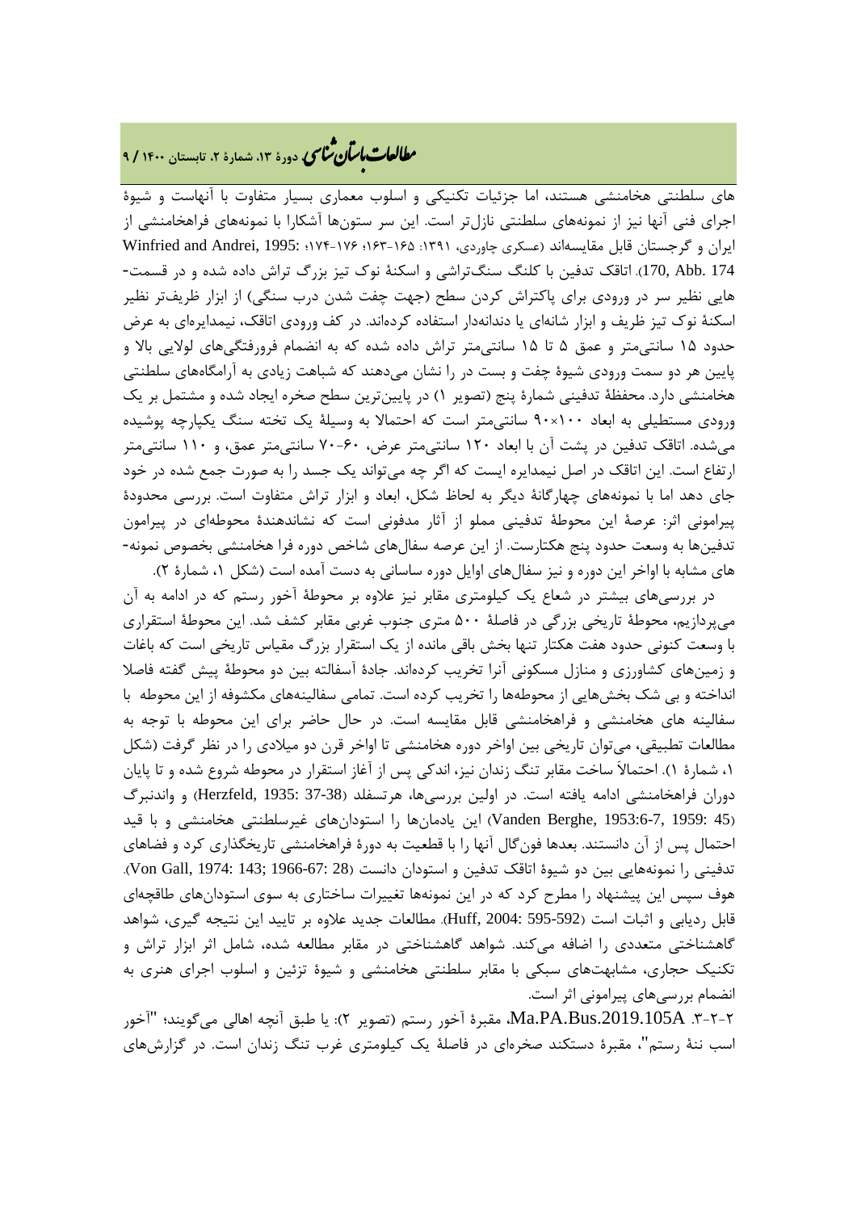های سلطنتی هخامنشی هستند، اما جزئیات تکنیکی و اسلوب معماری بسیار متفاوت با آنهاست و شیوهٔ اجرای فنی آنها نیز از نمونه‌های سلطنتی نازل‌تر است. این سر ستون‌ها آشکارا با نمونه‌های فراهخامنشی از ایران و گرجستان قابل مقایسه‌اند (عسکری چاوردی، ۱۳۹۱: ۱۶۵-۱۶۳؛ ۱۷۶-۱۷۴؛ Winfried and Andrei, 1995: 170, Abb. 174). اتاقک تدفین با کلنگ سنگ‌تراشی و اسکنهٔ نوک تیز بزرگ تراش داده شده و در قسمت‌هایی نظیر سر در ورودی برای پاکتراش کردن سطح (جهت چفت شدن درب سنگی) از ابزار ظریف‌تر نظیر اسکنهٔ نوک تیز ظریف و ابزار شانه‌ای یا دندانه‌دار استفاده کرده‌اند. در کف ورودی اتاقک، نیمدایره‌ای به عرض حدود ۱۵ سانتی‌متر و عمق ۵ تا ۱۵ سانتی‌متر تراش داده شده که به انضمام فرورفتگی‌های لولایی بالا و پایین هر دو سمت ورودی شیوهٔ چفت و بست در را نشان می‌دهند که شباهت زیادی به آرامگاه‌های سلطنتی هخامنشی دارد. محفظهٔ تدفینی شمارهٔ پنج (تصویر ۱) در پایین‌ترین سطح صخره ایجاد شده و مشتمل بر یک ورودی مستطیلی به ابعاد ۱۰۰×۹۰ سانتی‌متر است که احتمالا به وسیلهٔ یک تخته سنگ یکپارچه پوشیده می‌شده. اتاق تدفین در پشت آن با ابعاد ۱۲۰ سانتی‌متر عرض، ۶۰-۷۰ سانتی‌متر عمق، و ۱۱۰ سانتی‌متر ارتفاع است. این اتاقک در اصل نیمدایره ایست که اگر چه می‌تواند یک جسد را به صورت جمع شده در خود جای دهد اما با نمونه‌های چهارگانهٔ دیگر به لحاظ شکل، ابعاد و ابزار تراش متفاوت است. بررسی محدودهٔ پیرامونی اثر: عرصهٔ این محوطهٔ تدفینی مملو از آثار مدفونی است که نشاندهندهٔ محوطه‌ای در پیرامون تدفین‌ها به وسعت حدود پنج هکتارست. از این عرصه سفال‌های شاخص دوره فرا هخامنشی بخصوص نمونه‌های مشابه با اواخر این دوره و نیز سفال‌های اوایل دوره ساسانی به دست آمده است (شکل ۱، شمارهٔ ۲).

در بررسی‌های بیشتر در شعاع یک کیلومتری مقابر نیز علاوه بر محوطهٔ آخور رستم که در ادامه به آن می‌پردازیم، محوطهٔ تاریخی بزرگی در فاصلهٔ ۵۰۰ متری جنوب غربی مقابر کشف شد. این محوطهٔ استقراری با وسعت کنونی حدود هفت هکتار تنها بخش باقی مانده از یک استقرار بزرگ مقیاس تاریخی است که باغات و زمین‌های کشاورزی و منازل مسکونی آنرا تخریب کرده‌اند. جادهٔ آسفالته بین دو محوطهٔ پیش گفته فاصلا انداخته و بی شک بخش‌هایی از محوطه‌ها را تخریب کرده است. تمامی سفالینه‌های مکشوفه از این محوطه با سفالینه های هخامنشی و فراهخامنشی قابل مقایسه است. در حال حاضر برای این محوطه با توجه به مطالعات تطبیقی، می‌توان تاریخی بین اواخر دوره هخامنشی تا اواخر قرن دو میلادی را در نظر گرفت (شکل ۱، شمارهٔ ۱). احتمالاً ساخت مقابر تنگ زندان نیز، اندکی پس از آغاز استقرار در محوطه شروع شده و تا پایان دوران فراهخامنشی ادامه یافته است. در اولین بررسی‌ها، هرتسفلد (Herzfeld, 1935: 37-38) و واندنبرگ (Vanden Berghe, 1953:6-7, 1959: 45) این یادمان‌ها را استودان‌های غیرسلطنتی هخامنشی و با قید احتمال پس از آن دانستند. بعدها فون‌گال آنها را با قطعیت به دورهٔ فراهخامنشی تاریخگذاری کرد و فضاهای تدفینی را نمونه‌هایی بین دو شیوهٔ اتاقک تدفین و استودان دانست (Von Gall, 1974: 143; 1966-67: 28). هوف سپس این پیشنهاد را مطرح کرد که در این نمونه‌ها تغییرات ساختاری به سوی استودان‌های طاقچه‌ای قابل ردیابی و اثبات است (Huff, 2004: 592-595). مطالعات جدید علاوه بر تایید این نتیجه گیری، شواهد گاهشناختی متعددی را اضافه می‌کند. شواهد گاهشناختی در مقابر مطالعه شده، شامل اثر ابزار تراش و تکنیک حجاری، مشابهت‌های سبکی با مقابر سلطنتی هخامنشی و شیوهٔ تزئین و اسلوب اجرای هنری به انضمام بررسی‌های پیرامونی اثر است.

۲-۲-۳. Ma.PA.Bus.2019.105A، مقبرهٔ آخور رستم (تصویر ۲): یا طبق آنچه اهالی می‌گویند؛ "آخور اسب ننهٔ رستم"، مقبرهٔ دستکند صخره‌ای در فاصلهٔ یک کیلومتری غرب تنگ زندان است. در گزارش‌های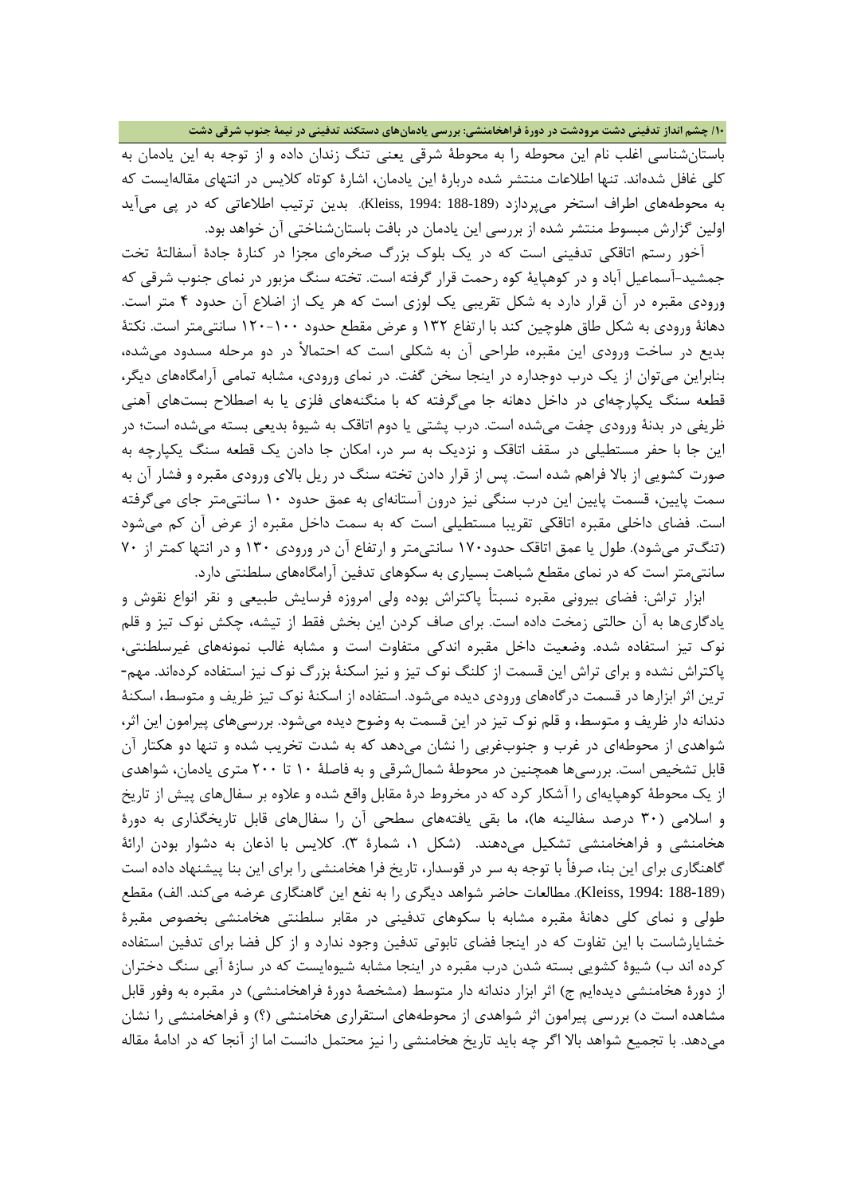باستان‌شناسی اغلب نام این محوطه را به محوطهٔ شرقی یعنی تنگ زندان داده و از توجه به این یادمان به کلی غافل شده‌اند. تنها اطلاعات منتشر شده دربارهٔ این یادمان، اشارهٔ کوتاه کلایس در انتهای مقاله‌ایست که به محوطه‌های اطراف استخر می‌پردازد (Kleiss, 1994: 188-189). بدین ترتیب اطلاعاتی که در پی می‌آید اولین گزارش مبسوط منتشر شده از بررسی این یادمان در بافت باستان‌شناختی آن خواهد بود.

آخور رستم اتاقکی تدفینی است که در یک بلوک بزرگ صخره‌ای مجزا در کنارهٔ جادهٔ آسفالتهٔ تخت جمشید-آسماعیل آباد و در کوهپایهٔ کوه رحمت قرار گرفته است. تخته سنگ مزبور در نمای جنوب شرقی که ورودی مقبره در آن قرار دارد به شکل تقریبی یک لوزی است که هر یک از اضلاع آن حدود ۴ متر است. دهانهٔ ورودی به شکل طاق هلوچین کند با ارتفاع ۱۳۲ و عرض مقطع حدود ۱۰۰-۱۲۰ سانتی‌متر است. نکتهٔ بدیع در ساخت ورودی این مقبره، طراحی آن به شکلی است که احتمالاً در دو مرحله مسدود می‌شده، بنابراین می‌توان از یک درب دوجداره در اینجا سخن گفت. در نمای ورودی، مشابه تمامی آرامگاه‌های دیگر، قطعه سنگ یکپارچه‌ای در داخل دهانه جا می‌گرفته که با منگنه‌های فلزی یا به اصطلاح بست‌های آهنی ظریفی در بدنهٔ ورودی چفت می‌شده است. درب پشتی یا دوم اتاقک به شیوهٔ بدیعی بسته می‌شده است؛ در این جا با حفر مستطیلی در سقف اتاقک و نزدیک به سر در، امکان جا دادن یک قطعه سنگ یکپارچه به صورت کشویی از بالا فراهم شده است. پس از قرار دادن تخته سنگ در ریل بالای ورودی مقبره و فشار آن به سمت پایین، قسمت پایین این درب سنگی نیز درون آستانه‌ای به عمق حدود ۱۰ سانتی‌متر جای می‌گرفته است. فضای داخلی مقبره اتاقکی تقریبا مستطیلی است که به سمت داخل مقبره از عرض آن کم می‌شود (تنگ‌تر می‌شود). طول یا عمق اتاقک حدود۱۷۰ سانتی‌متر و ارتفاع آن در ورودی ۱۳۰ و در انتها کمتر از ۷۰ سانتی‌متر است که در نمای مقطع شباهت بسیاری به سکوهای تدفین آرامگاه‌های سلطنتی دارد.

ابزار تراش: فضای بیرونی مقبره نسبتاً پاکتراش بوده ولی امروزه فرسایش طبیعی و نقر انواع نقوش و یادگاری‌ها به آن حالتی زمخت داده است. برای صاف کردن این بخش فقط از تیشه، چکش نوک تیز و قلم نوک تیز استفاده شده. وضعیت داخل مقبره اندکی متفاوت است و مشابه غالب نمونه‌های غیرسلطنتی، پاکتراش نشده و برای تراش این قسمت از کلنگ نوک تیز و نیز اسکنهٔ بزرگ نوک تیز نیز استفاده کرده‌اند. مهم‌ترین اثر ابزارها در قسمت درگاه‌های ورودی دیده می‌شود. استفاده از اسکنهٔ نوک تیز ظریف و متوسط، اسکنهٔ دندانه دار ظریف و متوسط، و قلم نوک تیز در این قسمت به وضوح دیده می‌شود. بررسی‌های پیرامون این اثر، شواهدی از محوطه‌ای در غرب و جنوب‌غربی را نشان می‌دهد که به شدت تخریب شده و تنها دو هکتار آن قابل تشخیص است. بررسی‌ها همچنین در محوطهٔ شمال‌شرقی و به فاصلهٔ ۱۰ تا ۲۰۰ متری یادمان، شواهدی از یک محوطهٔ کوهپایه‌ای را آشکار کرد که در مخروط درهٔ مقابل واقع شده و علاوه بر سفال‌های پیش از تاریخ و اسلامی (۳۰ درصد سفالینه ها)، ما بقی یافته‌های سطحی آن را سفال‌های قابل تاریخگذاری به دورهٔ هخامنشی و فراهخامنشی تشکیل می‌دهند. (شکل ۱، شمارهٔ ۳). کلایس با اذعان به دشوار بودن ارائهٔ گاهنگاری برای این بنا، صرفاً با توجه به سر در قوسدار، تاریخ فرا هخامنشی را برای این بنا پیشنهاد داده است (Kleiss, 1994: 188-189). مطالعات حاضر شواهد دیگری را به نفع این گاهنگاری عرضه می‌کند. الف) مقطع طولی و نمای کلی دهانهٔ مقبره مشابه با سکوهای تدفینی در مقابر سلطنتی هخامنشی بخصوص مقبرهٔ خشایارشاست با این تفاوت که در اینجا فضای تابوتی تدفین وجود ندارد و از کل فضا برای تدفین استفاده کرده اند ب) شیوهٔ کشویی بسته شدن درب مقبره در اینجا مشابه شیوه‌ایست که در سازهٔ آبی سنگ دختران از دورهٔ هخامنشی دیده‌ایم ج) اثر ابزار دندانه دار متوسط (مشخصهٔ دورهٔ فراهخامنشی) در مقبره به وفور قابل مشاهده است د) بررسی پیرامون اثر شواهدی از محوطه‌های استقراری هخامنشی (؟) و فراهخامنشی را نشان می‌دهد. با تجمیع شواهد بالا اگر چه باید تاریخ هخامنشی را نیز محتمل دانست اما از آنجا که در ادامهٔ مقاله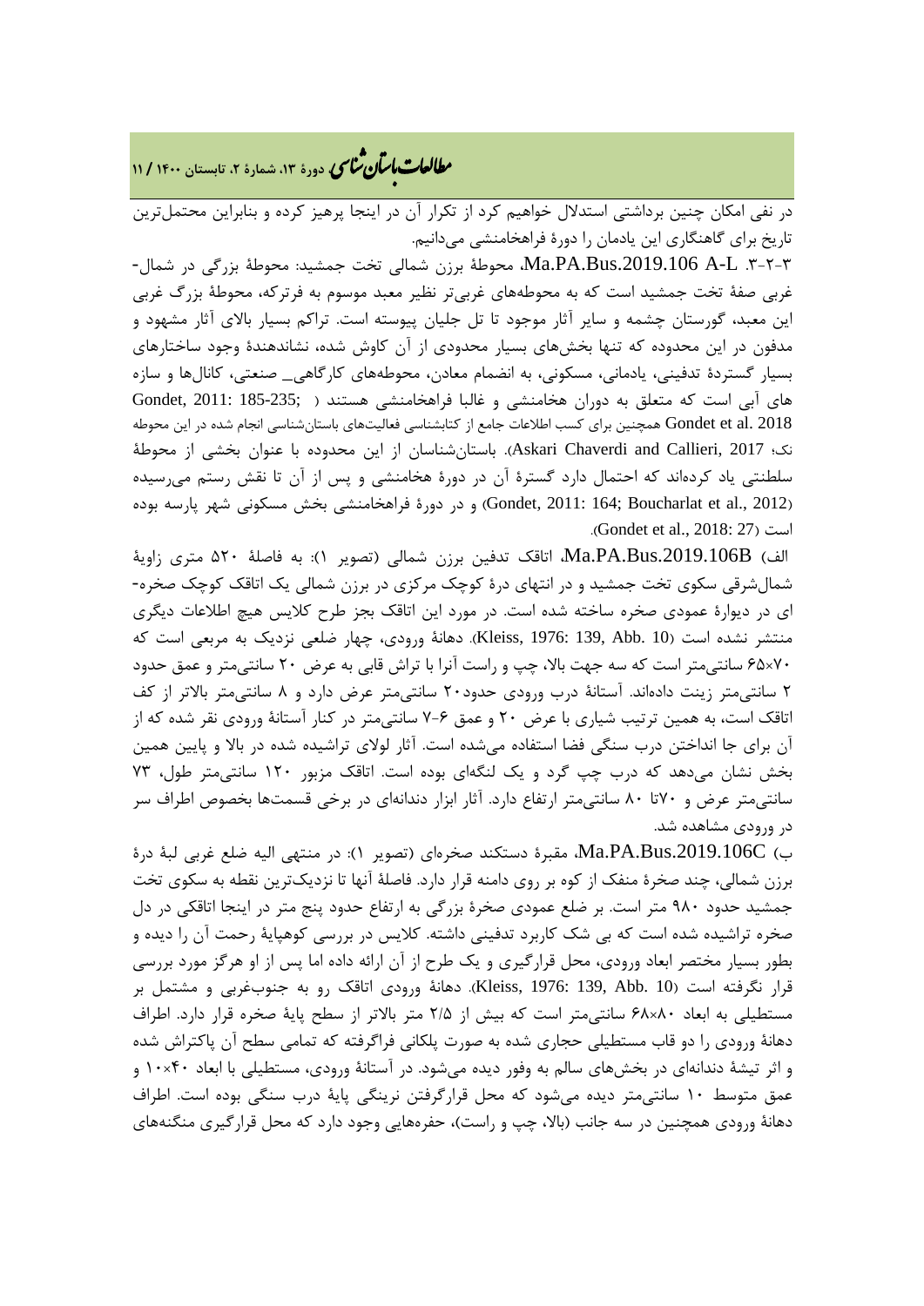در نفی امکان چنین برداشتی استدلال خواهیم کرد از تکرار آن در اینجا پرهیز کرده و بنابراین محتمل‌ترین تاریخ برای گاهنگاری این یادمان را دورۀ فراهخامنشی می‌دانیم.

۳-۲-۳. Ma.PA.Bus.2019.106 A-L، محوطۀ برزن شمالی تخت جمشید: محوطۀ بزرگی در شمال-غربی صفۀ تخت جمشید است که به محوطه‌های غربی‌تر نظیر معبد موسوم به فرترکه، محوطۀ بزرگ غربی این معبد، گورستان چشمه و سایر آثار موجود تا تل جلیان پیوسته است. تراکم بسیار بالای آثار مشهود و مدفون در این محدوده که تنها بخش‌های بسیار محدودی از آن کاوش شده، نشاندهندۀ وجود ساختارهای بسیار گستردۀ تدفینی، یادمانی، مسکونی، به انضمام معادن، محوطه‌های کارگاهی_ صنعتی، کانال‌ها و سازه های آبی است که متعلق به دوران هخامنشی و غالبا فراهخامنشی هستند ( Gondet, 2011: 185-235; Gondet et al. 2018 همچنین برای کسب اطلاعات جامع از کتابشناسی فعالیت‌های باستان‌شناسی انجام شده در این محوطه نک؛ Askari Chaverdi and Callieri, 2017). باستان‌شناسان از این محدوده با عنوان بخشی از محوطۀ سلطنتی یاد کرده‌اند که احتمال دارد گسترۀ آن در دورۀ هخامنشی و پس از آن تا نقش رستم می‌رسیده (Gondet, 2011: 164; Boucharlat et al., 2012) و در دورۀ فراهخامنشی بخش مسکونی شهر پارسه بوده است (Gondet et al., 2018: 27).

الف) Ma.PA.Bus.2019.106B، اتاقک تدفین برزن شمالی (تصویر ۱): به فاصلۀ ۵۲۰ متری زاویۀ شمال‌شرقی سکوی تخت جمشید و در انتهای درۀ کوچک مرکزی در برزن شمالی یک اتاقک کوچک صخره-ای در دیوارۀ عمودی صخره ساخته شده است. در مورد این اتاقک بجز طرح کلایس هیچ اطلاعات دیگری منتشر نشده است (Kleiss, 1976: 139, Abb. 10). دهانۀ ورودی، چهار ضلعی نزدیک به مربعی است که ۶۵×۷۰ سانتی‌متر است که سه جهت بالا، چپ و راست آنرا با تراش قابی به عرض ۲۰ سانتی‌متر و عمق حدود ۲ سانتی‌متر زینت داده‌اند. آستانۀ درب ورودی حدود۲۰ سانتی‌متر عرض دارد و ۸ سانتی‌متر بالاتر از کف اتاقک است، به همین ترتیب شیاری با عرض ۲۰ و عمق ۶-۷ سانتی‌متر در کنار آستانۀ ورودی نقر شده که از آن برای جا انداختن درب سنگی فضا استفاده می‌شده است. آثار لولای تراشیده شده در بالا و پایین همین بخش نشان می‌دهد که درب چپ گرد و یک لنگه‌ای بوده است. اتاقک مزبور ۱۲۰ سانتی‌متر طول، ۷۳ سانتی‌متر عرض و ۷۰تا ۸۰ سانتی‌متر ارتفاع دارد. آثار ابزار دندانه‌ای در برخی قسمت‌ها بخصوص اطراف سر در ورودی مشاهده شد.

ب) Ma.PA.Bus.2019.106C، مقبرۀ دستکند صخره‌ای (تصویر ۱): در منتهی الیه ضلع غربی لبۀ درۀ برزن شمالی، چند صخرۀ منفک از کوه بر روی دامنه قرار دارد. فاصلۀ آنها تا نزدیک‌ترین نقطه به سکوی تخت جمشید حدود ۹۸۰ متر است. بر ضلع عمودی صخرۀ بزرگی به ارتفاع حدود پنج متر در اینجا اتاقکی در دل صخره تراشیده شده است که بی شک کاربرد تدفینی داشته. کلایس در بررسی کوهپایۀ رحمت آن را دیده و بطور بسیار مختصر ابعاد ورودی، محل قرارگیری و یک طرح از آن ارائه داده اما پس از او هرگز مورد بررسی قرار نگرفته است (Kleiss, 1976: 139, Abb. 10). دهانۀ ورودی اتاقک رو به جنوب‌غربی و مشتمل بر مستطیلی به ابعاد ۶۸×۷۰ سانتی‌متر است که بیش از ۲/۵ متر بالاتر از سطح پایۀ صخره قرار دارد. اطراف دهانۀ ورودی را دو قاب مستطیلی حجاری شده به صورت پلکانی فراگرفته که تمامی سطح آن پاکتراش شده و اثر تیشۀ دندانه‌ای در بخش‌های سالم به وفور دیده می‌شود. در آستانۀ ورودی، مستطیلی با ابعاد ۴۰×۱۰ و عمق متوسط ۱۰ سانتی‌متر دیده می‌شود که محل قرارگرفتن نرینگی پایۀ درب سنگی بوده است. اطراف دهانۀ ورودی همچنین در سه جانب (بالا، چپ و راست)، حفره‌هایی وجود دارد که محل قرارگیری منگنه‌های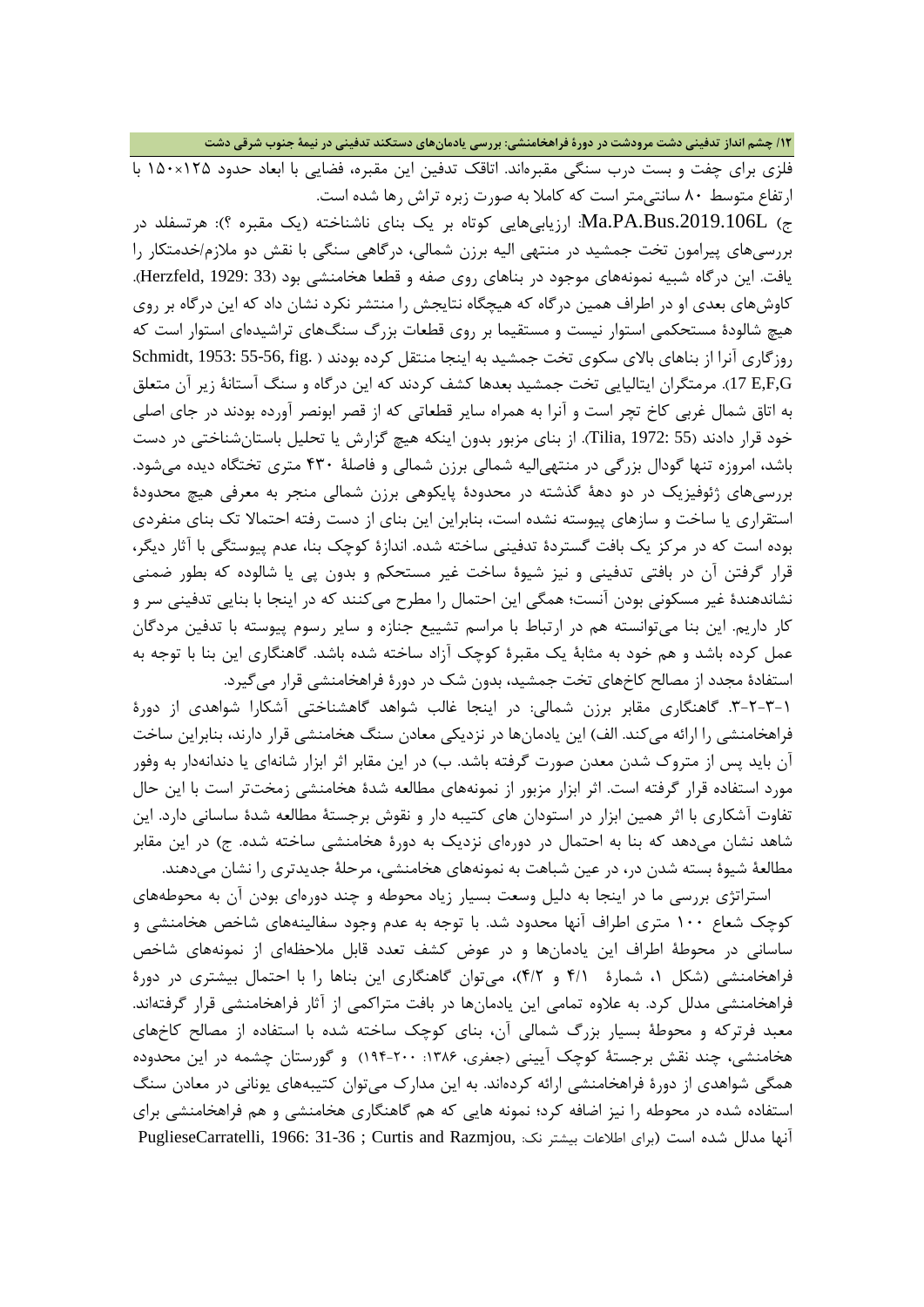فلزی برای جفت و بست درب سنگی مقبره‌اند. اتاقک تدفین این مقبره، فضایی با ابعاد حدود ۱۲۵×۱۵۰ با ارتفاع متوسط ۸۰ سانتی‌متر است که کاملا به صورت زبره تراش رها شده است.

ج) Ma.PA.Bus.2019.106L: ارزیابی‌هایی کوتاه بر یک بنای ناشناخته (یک مقبره ؟): هرتسفلد در بررسی‌های پیرامون تخت جمشید در منتهی الیه برزن شمالی، درگاهی سنگی با نقش دو ملازم/خدمتکار را یافت. این درگاه شبیه نمونه‌های موجود در بناهای روی صفه و قطعا هخامنشی بود (Herzfeld, 1929: 33). کاوش‌های بعدی او در اطراف همین درگاه که هیچگاه نتایجش را منتشر نکرد نشان داد که این درگاه بر روی هیچ شالودهٔ مستحکمی استوار نیست و مستقیما بر روی قطعات بزرگ سنگ‌های تراشیده‌ای استوار است که روزگاری آنرا از بناهای بالای سکوی تخت جمشید به اینجا منتقل کرده بودند (Schmidt, 1953: 55-56, fig. 17 E,F,G). مرمتگران ایتالیایی تخت جمشید بعدها کشف کردند که این درگاه و سنگ آستانهٔ زیر آن متعلق به اتاق شمال غربی کاخ تچر است و آنرا به همراه سایر قطعاتی که از قصر ابونصر آورده بودند در جای اصلی خود قرار دادند (Tilia, 1972: 55). از بنای مزبور بدون اینکه هیچ گزارش یا تحلیل باستان‌شناختی در دست باشد، امروزه تنها گودال بزرگی در منتهی‌الیه شمالی برزن شمالی و فاصلهٔ ۴۳۰ متری تختگاه دیده می‌شود. بررسی‌های ژئوفیزیک در دو دههٔ گذشته در محدودهٔ پایکوهی برزن شمالی منجر به معرفی هیچ محدودهٔ استقراری یا ساخت و سازهای پیوسته نشده است، بنابراین این بنای از دست رفته احتمالا تک بنای منفردی بوده است که در مرکز یک بافت گستردهٔ تدفینی ساخته شده. اندازهٔ کوچک بنا، عدم پیوستگی با آثار دیگر، قرار گرفتن آن در بافتی تدفینی و نیز شیوهٔ ساخت غیر مستحکم و بدون پی یا شالوده که بطور ضمنی نشاندهندهٔ غیر مسکونی بودن آنست؛ همگی این احتمال را مطرح می‌کنند که در اینجا با بنایی تدفینی سر و کار داریم. این بنا می‌توانسته هم در ارتباط با مراسم تشییع جنازه و سایر رسوم پیوسته با تدفین مردگان عمل کرده باشد و هم خود به مثابهٔ یک مقبرهٔ کوچک آزاد ساخته شده باشد. گاهنگاری این بنا با توجه به استفادهٔ مجدد از مصالح کاخ‌های تخت جمشید، بدون شک در دورهٔ فراهخامنشی قرار می‌گیرد.

۱-۳-۲-۳. گاهنگاری مقابر برزن شمالی: در اینجا غالب شواهد گاهشناختی آشکارا شواهدی از دورهٔ فراهخامنشی را ارائه می‌کند. الف) این یادمان‌ها در نزدیکی معادن سنگ هخامنشی قرار دارند، بنابراین ساخت آن باید پس از متروک شدن معدن صورت گرفته باشد. ب) در این مقابر اثر ابزار شانه‌ای یا دندانه‌دار به وفور مورد استفاده قرار گرفته است. اثر ابزار مزبور از نمونه‌های مطالعه شدهٔ هخامنشی زمخت‌تر است با این حال تفاوت آشکاری با اثر همین ابزار در استودان های کتیبه دار و نقوش برجستهٔ مطالعه شدهٔ ساسانی دارد. این شاهد نشان می‌دهد که بنا به احتمال در دوره‌ای نزدیک به دورهٔ هخامنشی ساخته شده. ج) در این مقابر مطالعهٔ شیوهٔ بسته شدن در، در عین شباهت به نمونه‌های هخامنشی، مرحلهٔ جدیدتری را نشان می‌دهند.

استراتژی بررسی ما در اینجا به دلیل وسعت بسیار زیاد محوطه و چند دوره‌ای بودن آن به محوطه‌های کوچک شعاع ۱۰۰ متری اطراف آنها محدود شد. با توجه به عدم وجود سفالینه‌های شاخص هخامنشی و ساسانی در محوطهٔ اطراف این یادمان‌ها و در عوض کشف تعدد قابل ملاحظه‌ای از نمونه‌های شاخص فراهخامنشی (شکل ۱، شمارهٔ ۴/۱ و ۴/۲)، می‌توان گاهنگاری این بناها را با احتمال بیشتری در دورهٔ فراهخامنشی مدلل کرد. به علاوه تمامی این یادمان‌ها در بافت متراکمی از آثار فراهخامنشی قرار گرفته‌اند. معبد فرترکه و محوطهٔ بسیار بزرگ شمالی آن، بنای کوچک ساخته شده با استفاده از مصالح کاخ‌های هخامنشی، چند نقش برجستهٔ کوچک آیینی (جعفری، ۱۳۸۶: ۲۰۰-۱۹۴) و گورستان چشمه در این محدوده همگی شواهدی از دورهٔ فراهخامنشی ارائه کرده‌اند. به این مدارک می‌توان کتیبه‌های یونانی در معادن سنگ استفاده شده در محوطه را نیز اضافه کرد؛ نمونه هایی که هم گاهنگاری هخامنشی و هم فراهخامنشی برای آنها مدلل شده است (برای اطلاعات بیشتر نک: PuglieseCarratelli, 1966: 31-36 ; Curtis and Razmjou,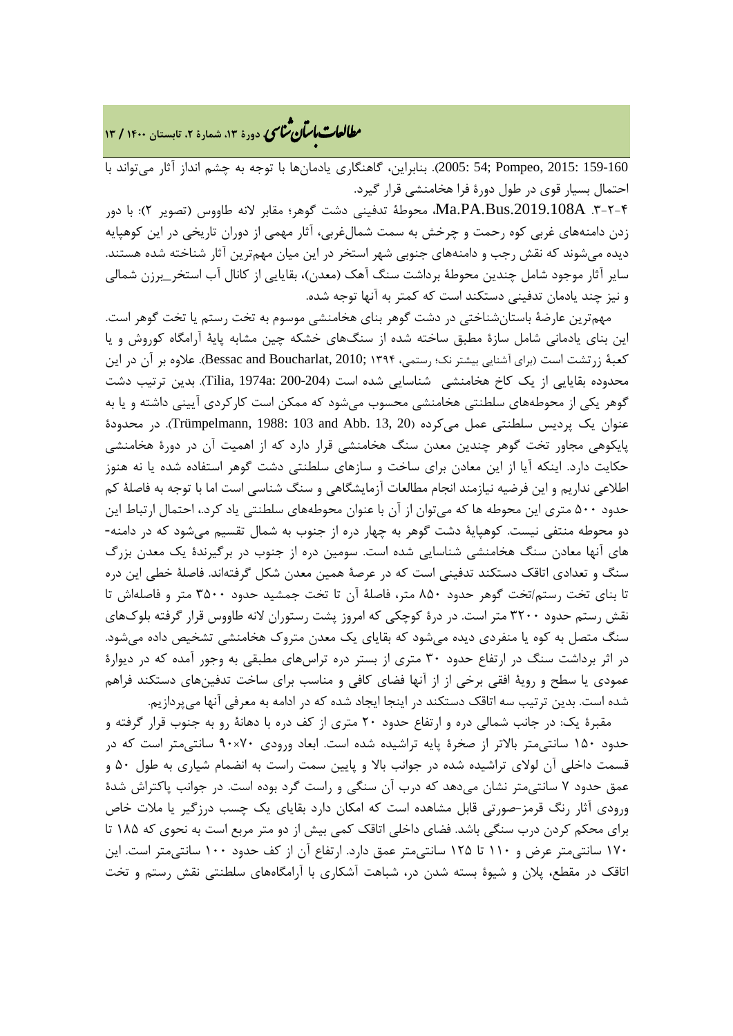2005: 54; Pompeo, 2015: 159-160). بنابراین، گاهنگاری یادمان‌ها با توجه به چشم انداز آثار می‌تواند با احتمال بسیار قوی در طول دورۀ فرا هخامنشی قرار گیرد.

۴-۲-۳. Ma.PA.Bus.2019.108A، محوطۀ تدفینی دشت گوهر؛ مقابر لانه طاووس (تصویر ۲): با دور زدن دامنه‌های غربی کوه رحمت و چرخش به سمت شمال‌غربی، آثار مهمی از دوران تاریخی در این کوهپایه دیده می‌شوند که نقش رجب و دامنه‌های جنوبی شهر استخر در این میان مهم‌ترین آثار شناخته شده هستند. سایر آثار موجود شامل چندین محوطۀ برداشت سنگ آهک (معدن)، بقایایی از کانال آب استخر_پرزن شمالی و نیز چند یادمان تدفینی دستکند است که کمتر به آنها توجه شده.

مهم‌ترین عارضۀ باستان‌شناختی در دشت گوهر بنای هخامنشی موسوم به تخت رستم یا تخت گوهر است. این بنای یادمانی شامل سازۀ مطبق ساخته شده از سنگ‌های خشکه چین مشابه پایۀ آرامگاه کوروش و یا کعبۀ زرتشت است (برای آشنایی بیشتر نک؛ رستمی، ۱۳۹۴; Bessac and Boucharlat, 2010). علاوه بر آن در این محدوده بقایایی از یک کاخ هخامنشی شناسایی شده است (Tilia, 1974a: 200-204). بدین ترتیب دشت گوهر یکی از محوطه‌های سلطنتی هخامنشی محسوب می‌شود که ممکن است کارکردی آیینی داشته و یا به عنوان یک پردیس سلطنتی عمل می‌کرده (Trümpelmann, 1988: 103 and Abb. 13, 20). در محدودۀ پایکوهی مجاور تخت گوهر چندین معدن سنگ هخامنشی قرار دارد که از اهمیت آن در دورۀ هخامنشی حکایت دارد. اینکه آیا از این معادن برای ساخت و سازهای سلطنتی دشت گوهر استفاده شده یا نه هنوز اطلاعی نداریم و این فرضیه نیازمند انجام مطالعات آزمایشگاهی و سنگ شناسی است اما با توجه به فاصلۀ کم حدود ۵۰۰ متری این محوطه ها که می‌توان از آن با عنوان محوطه‌های سلطنتی یاد کرد،، احتمال ارتباط این دو محوطه منتفی نیست. کوهپایۀ دشت گوهر به چهار دره از جنوب به شمال تقسیم می‌شود که در دامنه-های آنها معادن سنگ هخامنشی شناسایی شده است. سومین دره از جنوب در برگیرندۀ یک معدن بزرگ سنگ و تعدادی اتاقک دستکند تدفینی است که در عرصۀ همین معدن شکل گرفته‌اند. فاصلۀ خطی این دره تا بنای تخت رستم/تخت گوهر حدود ۸۵۰ متر، فاصلۀ آن تا تخت جمشید حدود ۳۵۰۰ متر و فاصله‌اش تا نقش رستم حدود ۳۲۰۰ متر است. در درۀ کوچکی که امروز پشت رستوران لانه طاووس قرار گرفته بلوک‌های سنگ متصل به کوه یا منفردی دیده می‌شود که بقایای یک معدن متروک هخامنشی تشخیص داده می‌شود. در اثر برداشت سنگ در ارتفاع حدود ۳۰ متری از بستر دره تراس‌های مطبقی به وجود آمده که در دیوارۀ عمودی یا سطح و رویۀ افقی برخی از آنها فضای کافی و مناسب برای ساخت تدفین‌های دستکند فراهم شده است. بدین ترتیب سه اتاقک دستکند در اینجا ایجاد شده که در ادامه به معرفی آنها می‌پردازیم.

مقبرۀ یک: در جانب شمالی دره و ارتفاع حدود ۲۰ متری از کف دره با دهانۀ رو به جنوب قرار گرفته و حدود ۱۵۰ سانتی‌متر بالاتر از صخرۀ پایه تراشیده شده است. ابعاد ورودی ۷۰×۹۰ سانتی‌متر است که در قسمت داخلی آن لولای تراشیده شده در جوانب بالا و پایین سمت راست به انضمام شیاری به طول ۵۰ و عمق حدود ۷ سانتی‌متر نشان می‌دهد که درب آن سنگی و راست گرد بوده است. در جوانب پاکتراش شدۀ ورودی آثار رنگ قرمز-صورتی قابل مشاهده است که امکان دارد بقایای یک چسب درزگیر یا ملات خاص برای محکم کردن درب سنگی باشد. فضای داخلی اتاقک کمی بیش از دو متر مربع است به نحوی که ۱۸۵ تا ۱۷۰ سانتی‌متر عرض و ۱۱۰ تا ۱۲۵ سانتی‌متر عمق دارد. ارتفاع آن از کف حدود ۱۰۰ سانتی‌متر است. این اتاقک در مقطع، پلان و شیوۀ بسته شدن در، شباهت آشکاری با آرامگاه‌های سلطنتی نقش رستم و تخت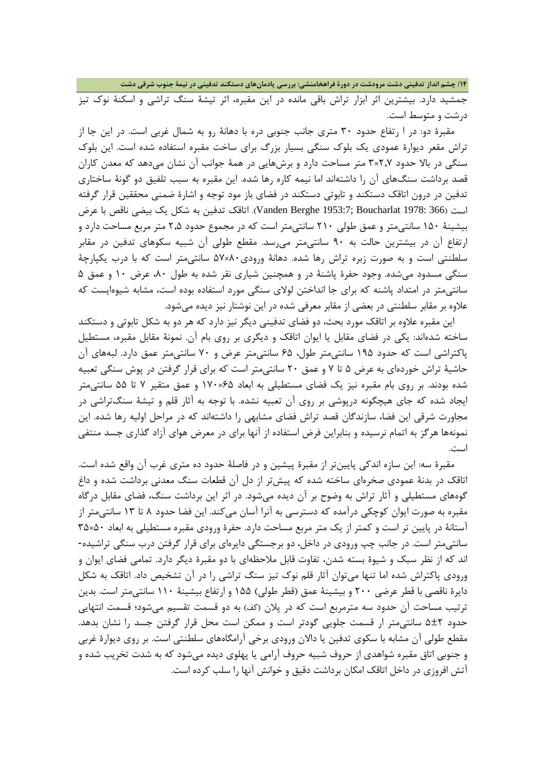جمشید دارد. بیشترین اثر ابزار تراش باقی مانده در این مقبره، اثر تیشهٔ سنگ تراشی و اسکنهٔ نوک تیز درشت و متوسط است.

مقبرهٔ دو: در ا رتفاع حدود ۳۰ متری جانب جنوبی دره با دهانهٔ رو به شمال غربی است. در این جا از تراش مقعر دیوارهٔ عمودی یک بلوک سنگی بسیار بزرگ برای ساخت مقبره استفاده شده است. این بلوک سنگی در بالا حدود ۲٫۷×۳ متر مساحت دارد و برش‌هایی در همهٔ جوانب آن نشان می‌دهد که معدن کاران قصد برداشت سنگ‌های آن را داشته‌اند اما نیمه کاره رها شده. این مقبره به سبب تلفیق دو گونهٔ ساختاری تدفین در درون اتاقک دستکند و تابوتی دستکند در فضای باز مود توجه و اشارهٔ ضمنی محققین قرار گرفته است (Vanden Berghe 1953:7; Boucharlat 1978: 366). اتاقک تدفین به شکل یک بیضی ناقص با عرض بیشینهٔ ۱۵۰ سانتی‌متر و عمق طولی ۲۱۰ سانتی‌متر است که در مجموع حدود ۲٫۵ متر مربع مساحت دارد و ارتفاع آن در بیشترین حالت به ۹۰ سانتی‌متر می‌رسد. مقطع طولی آن شبیه سکوهای تدفین در مقابر سلطنتی است و به صورت زبره تراش رها شده. دهانهٔ ورودی ۸۰×۵۷ سانتی‌متر است که با درب یکپارچهٔ سنگی مسدود می‌شده. وجود حفرهٔ پاشنهٔ در و همچنین شیاری نقر شده به طول ۸۰، عرض ۱۰ و عمق ۵ سانتی‌متر در امتداد پاشنه که برای جا انداختن لولای سنگی مورد استفاده بوده است، مشابه شیوه‌ایست که علاوه بر مقابر سلطنتی در بعضی از مقابر معرفی شده در این نوشتار نیز دیده می‌شود.

این مقبره علاوه بر اتاقک مورد بحث، دو فضای تدفینی دیگر نیز دارد که هر دو به شکل تابوتی و دستکند ساخته شده‌اند: یکی در فضای مقابل یا ایوان اتاقک و دیگری بر روی بام آن. نمونهٔ مقابل مقبره، مستطیل پاکتراشی است که حدود ۱۹۵ سانتی‌متر طول، ۶۵ سانتی‌متر عرض و ۷۰ سانتی‌متر عمق دارد. لبه‌های آن حاشیهٔ تراش خورده‌ای به عرض ۵ تا ۷ و عمق ۲۰ سانتی‌متر است که برای قرار گرفتن در پوش سنگی تعبیه شده بودند. بر روی بام مقبره نیز یک فضای مستطیلی به ابعاد ۶۵×۱۷۰ و عمق متغیر ۷ تا ۵۵ سانتی‌متر ایجاد شده که جای هیچگونه درپوشی بر روی آن تعبیه نشده. با توجه به آثار قلم و تیشهٔ سنگ‌تراشی در مجاورت شرقی این فضا، سازندگان قصد تراش فضای مشابهی را داشته‌اند که در مراحل اولیه رها شده. این نمونه‌ها هرگز به اتمام نرسیده و بنابراین فرض استفاده از آنها برای در معرض هوای آزاد گذاری جسد منتفی است.

مقبرهٔ سه: این سازه اندکی پایین‌تر از مقبرهٔ پیشین و در فاصلهٔ حدود ده متری غرب آن واقع شده است. اتاقک در بدنهٔ عمودی صخره‌ای ساخته شده که پیش‌تر از دل آن قطعات سنگ معدنی برداشت شده و داغ گوه‌های مستطیلی و آثار تراش به وضوح بر آن دیده می‌شود. در اثر این برداشت سنگ، فضای مقابل درگاه مقبره به صورت ایوان کوچکی درآمده که دسترسی به آنرا آسان می‌کند. این فضا حدود ۸ تا ۱۳ سانتی‌متر از آستانهٔ در پایین تر است و کمتر از یک متر مربع مساحت دارد. حفرهٔ ورودی مقبره مستطیلی به ابعاد ۵۰×۳۵ سانتی‌متر است. در جانب چپ ورودی در داخل، دو برجستگی دایره‌ای برای قرار گرفتن درب سنگی تراشیده-اند که از نظر سبک و شیوهٔ بسته شدن، تفاوت قابل ملاحظه‌ای با دو مقبرهٔ دیگر دارد. تمامی فضای ایوان و ورودی پاکتراش شده اما تنها می‌توان آثار قلم نوک تیز سنگ تراشی را در آن تشخیص داد. اتاقک به شکل دایرهٔ ناقصی با قطر عرضی ۲۰۰ و بیشینهٔ عمق (قطر طولی) ۱۵۵ و ارتفاع بیشینهٔ ۱۱۰ سانتی‌متر است. بدین ترتیب مساحت آن حدود سه مترمربع است که در پلان (کف) به دو قسمت تقسیم می‌شود؛ قسمت انتهایی حدود ۲±۵ سانتی‌متر ار قسمت جلویی گودتر است و ممکن است محل قرار گرفتن جسد را نشان بدهد. مقطع طولی آن مشابه با سکوی تدفین یا دالان ورودی برخی آرامگاه‌های سلطنتی است. بر روی دیوارهٔ غربی و جنوبی اتاق مقبره شواهدی از حروف شبیه حروف آرامی یا پهلوی دیده می‌شود که به شدت تخریب شده و آتش افروزی در داخل اتاقک امکان برداشت دقیق و خوانش آنها را سلب کرده است.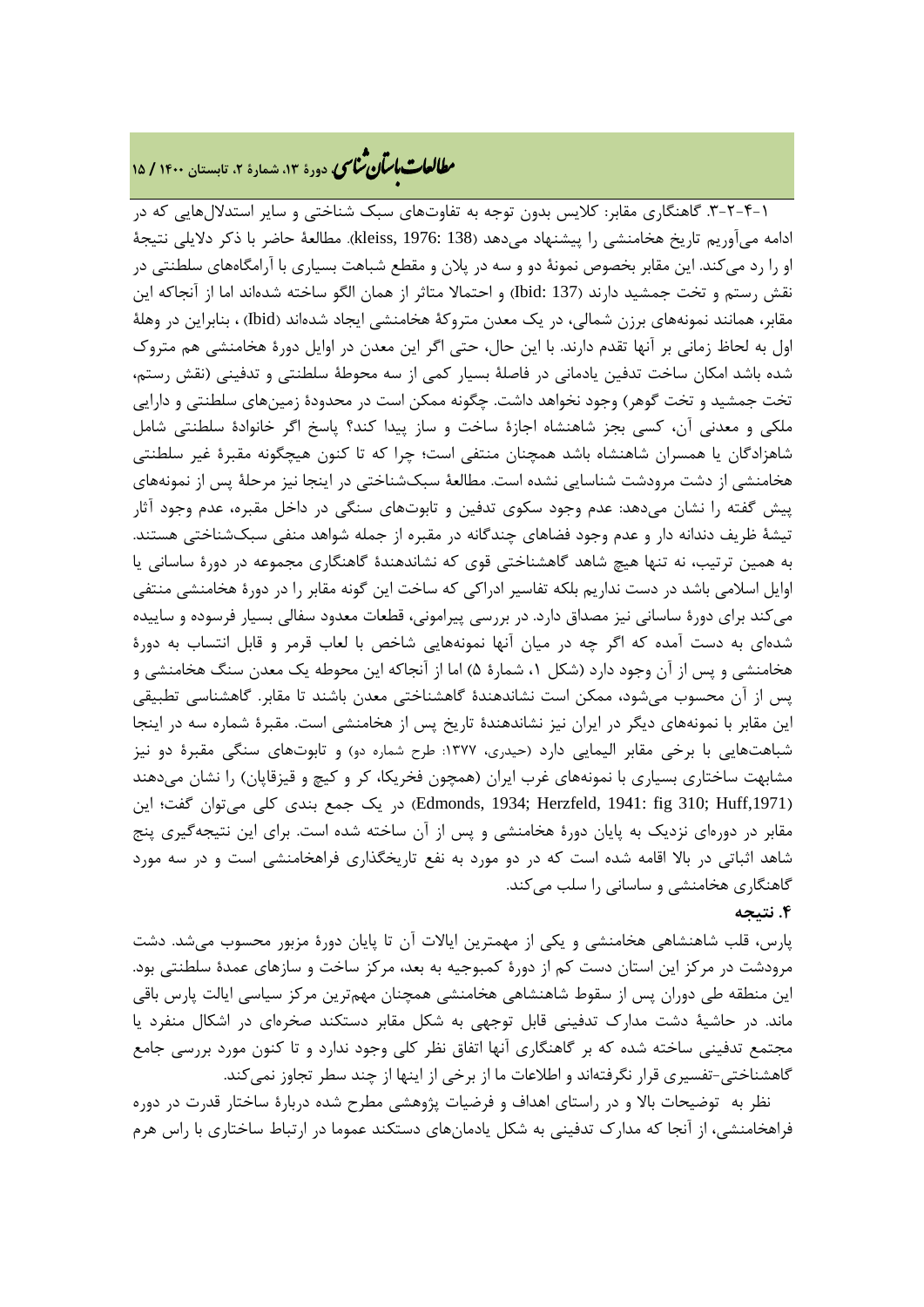۱-۴-۲-۳. گاهنگاری مقابر: کلایس بدون توجه به تفاوت‌های سبک شناختی و سایر استدلال‌هایی که در ادامه می‌آوریم تاریخ هخامنشی را پیشنهاد می‌دهد (kleiss, 1976: 138). مطالعهٔ حاضر با ذکر دلایلی نتیجهٔ او را رد می‌کند. این مقابر بخصوص نمونهٔ دو و سه در پلان و مقطع شباهت بسیاری با آرامگاه‌های سلطنتی در نقش رستم و تخت جمشید دارند (Ibid: 137) و احتمالا متاثر از همان الگو ساخته شده‌اند اما از آنجاکه این مقابر، همانند نمونه‌های برزن شمالی، در یک معدن متروکهٔ هخامنشی ایجاد شده‌اند (Ibid) ، بنابراین در وهلهٔ اول به لحاظ زمانی بر آنها تقدم زمانی دارند. با این حال، حتی اگر این معدن در اوایل دورهٔ هخامنشی هم متروک شده باشد امکان ساخت تدفین یادمانی در فاصلهٔ بسیار کمی از سه محوطهٔ سلطنتی و تدفینی (نقش رستم، تخت جمشید و تخت گوهر) وجود نخواهد داشت. چگونه ممکن است در محدودهٔ زمین‌های سلطنتی و دارایی ملکی و معدنی آن، کسی بجز شاهنشاه اجازهٔ ساخت و ساز پیدا کند؟ پاسخ اگر خانوادهٔ سلطنتی شامل شاهزادگان یا همسران شاهنشاه باشد همچنان منتفی است؛ چرا که تا کنون هیچگونه مقبرهٔ غیر سلطنتی هخامنشی از دشت مرودشت شناسایی نشده است. مطالعهٔ سبک‌شناختی در اینجا نیز مرحلهٔ پس از نمونه‌های پیش گفته را نشان می‌دهد: عدم وجود سکوی تدفین و تابوت‌های سنگی در داخل مقبره، عدم وجود آثار تیشهٔ ظریف دندانه دار و عدم وجود فضاهای چندگانه در مقبره از جمله شواهد منفی سبک‌شناختی هستند. به همین ترتیب، نه تنها هیچ شاهد گاهشناختی قوی که نشاندهندهٔ گاهنگاری مجموعه در دورهٔ ساسانی یا اوایل اسلامی باشد در دست نداریم بلکه تفاسیر ادراکی که ساخت این گونه مقابر را در دورهٔ هخامنشی منتفی می‌کند برای دورهٔ ساسانی نیز مصداق دارد. در بررسی پیرامونی، قطعات معدود سفالی بسیار فرسوده و ساییده شده‌ای به دست آمده که اگر چه در میان آنها نمونه‌هایی شاخص با لعاب قرمز و قابل انتساب به دورهٔ هخامنشی و پس از آن وجود دارد (شکل ۱، شمارهٔ ۵) اما از آنجاکه این محوطه یک معدن سنگ هخامنشی و پس از آن محسوب می‌شود، ممکن است نشاندهندهٔ گاهشناختی معدن باشند تا مقابر. گاهشناسی تطبیقی این مقابر با نمونه‌های دیگر در ایران نیز نشاندهندهٔ تاریخ پس از هخامنشی است. مقبرهٔ شماره سه در اینجا شباهت‌هایی با برخی مقابر الیمایی دارد (حیدری، ۱۳۷۷: طرح شماره دو) و تابوت‌های سنگی مقبرهٔ دو نیز مشابهت ساختاری بسیاری با نمونه‌های غرب ایران (همچون فخریکا، کر و کیچ و قیزقاپان) را نشان می‌دهند (Edmonds, 1934; Herzfeld, 1941: fig 310; Huff,1971) در یک جمع بندی کلی می‌توان گفت؛ این مقابر در دوره‌ای نزدیک به پایان دورهٔ هخامنشی و پس از آن ساخته شده است. برای این نتیجه‌گیری پنج شاهد اثباتی در بالا اقامه شده است که در دو مورد به نفع تاریخگذاری فراهخامنشی است و در سه مورد گاهنگاری هخامنشی و ساسانی را سلب می‌کند.

## ۴. نتیجه

پارس، قلب شاهنشاهی هخامنشی و یکی از مهمترین ایالات آن تا پایان دورهٔ مزبور محسوب می‌شد. دشت مرودشت در مرکز این استان دست کم از دورهٔ کمبوجیه به بعد، مرکز ساخت و سازهای عمدهٔ سلطنتی بود. این منطقه طی دوران پس از سقوط شاهنشاهی هخامنشی همچنان مهم‌ترین مرکز سیاسی ایالت پارس باقی ماند. در حاشیهٔ دشت مدارک تدفینی قابل توجهی به شکل مقابر دستکند صخره‌ای در اشکال منفرد یا مجتمع تدفینی ساخته شده که بر گاهنگاری آنها اتفاق نظر کلی وجود ندارد و تا کنون مورد بررسی جامع گاهشناختی-تفسیری قرار نگرفته‌اند و اطلاعات ما از برخی از اینها از چند سطر تجاوز نمی‌کند.

نظر به توضیحات بالا و در راستای اهداف و فرضیات پژوهشی مطرح شده دربارهٔ ساختار قدرت در دوره فراهخامنشی، از آنجا که مدارک تدفینی به شکل یادمان‌های دستکند عموما در ارتباط ساختاری با راس هرم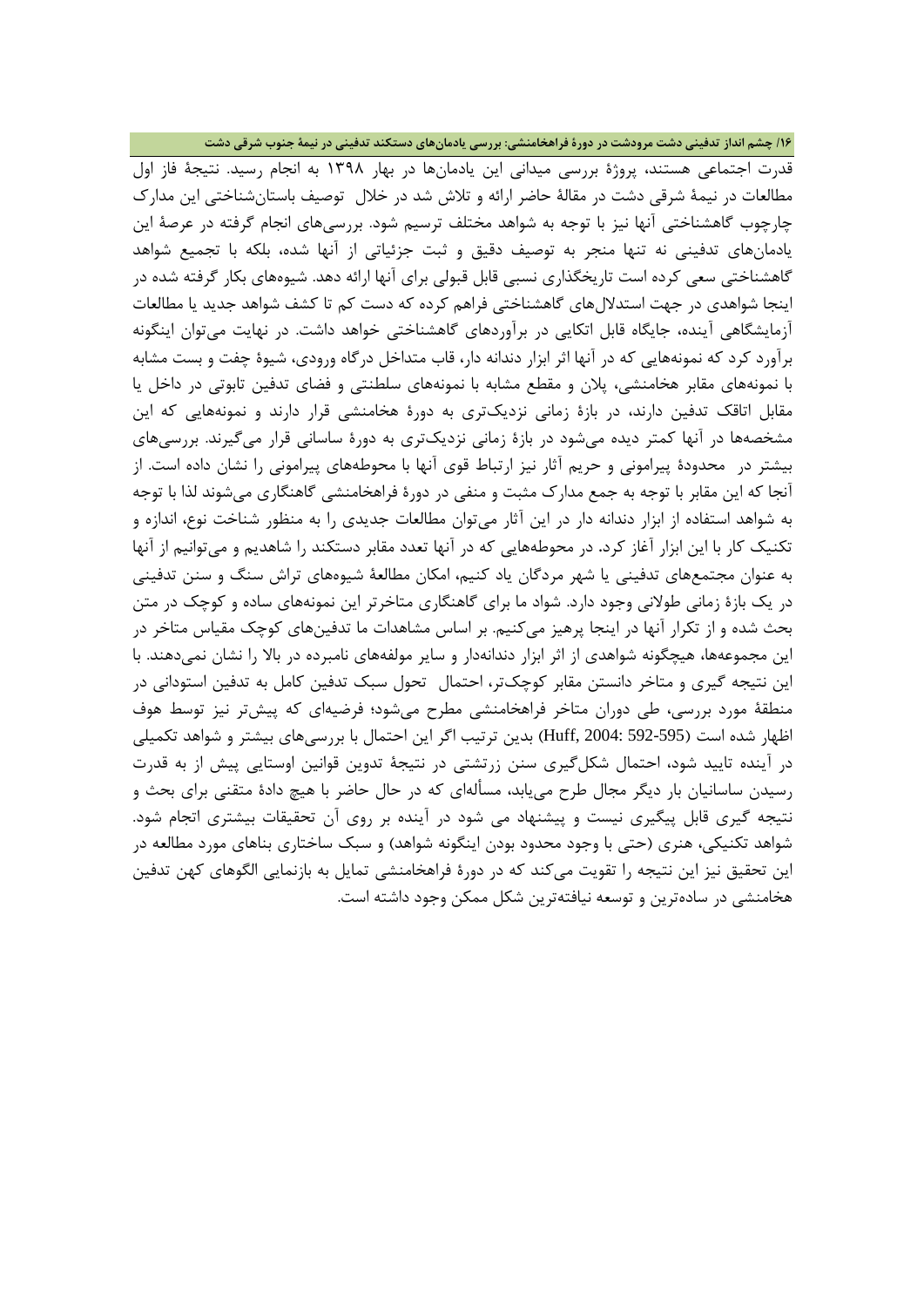قدرت اجتماعی هستند، پروژۀ بررسی میدانی این یادمان‌ها در بهار ۱۳۹۸ به انجام رسید. نتیجۀ فاز اول مطالعات در نیمۀ شرقی دشت در مقالۀ حاضر ارائه و تلاش شد در خلال توصیف باستان‌شناختی این مدارک چارچوب گاهشناختی آنها نیز با توجه به شواهد مختلف ترسیم شود. بررسی‌های انجام گرفته در عرصۀ این یادمان‌های تدفینی نه تنها منجر به توصیف دقیق و ثبت جزئیاتی از آنها شده، بلکه با تجمیع شواهد گاهشناختی سعی کرده است تاریخگذاری نسبی قابل قبولی برای آنها ارائه دهد. شیوه‌های بکار گرفته شده در اینجا شواهدی در جهت استدلال‌های گاهشناختی فراهم کرده که دست کم تا کشف شواهد جدید یا مطالعات آزمایشگاهی آینده، جایگاه قابل اتکایی در برآوردهای گاهشناختی خواهد داشت. در نهایت می‌توان اینگونه برآورد کرد که نمونه‌هایی که در آنها اثر ابزار دندانه دار، قاب متداخل درگاه ورودی، شیوۀ چفت و بست مشابه با نمونه‌های مقابر هخامنشی، پلان و مقطع مشابه با نمونه‌های سلطنتی و فضای تدفین تابوتی در داخل یا مقابل اتاقک تدفین دارند، در بازۀ زمانی نزدیک‌تری به دورۀ هخامنشی قرار دارند و نمونه‌هایی که این مشخصه‌ها در آنها کمتر دیده می‌شود در بازۀ زمانی نزدیک‌تری به دورۀ ساسانی قرار می‌گیرند. بررسی‌های بیشتر در محدودۀ پیرامونی و حریم آثار نیز ارتباط قوی آنها با محوطه‌های پیرامونی را نشان داده است. از آنجا که این مقابر با توجه به جمع مدارک مثبت و منفی در دورۀ فراهخامنشی گاهنگاری می‌شوند لذا با توجه به شواهد استفاده از ابزار دندانه دار در این آثار می‌توان مطالعات جدیدی را به منظور شناخت نوع، اندازه و تکنیک کار با این ابزار آغاز کرد. در محوطه‌هایی که در آنها تعدد مقابر دستکند را شاهدیم و می‌توانیم از آنها به عنوان مجتمع‌های تدفینی یا شهر مردگان یاد کنیم، امکان مطالعۀ شیوه‌های تراش سنگ و سنن تدفینی در یک بازۀ زمانی طولانی وجود دارد. شواد ما برای گاهنگاری متاخرتر این نمونه‌های ساده و کوچک در متن بحث شده و از تکرار آنها در اینجا پرهیز می‌کنیم. بر اساس مشاهدات ما تدفین‌های کوچک مقیاس متاخر در این مجموعه‌ها، هیچگونه شواهدی از اثر ابزار دندانه‌دار و سایر مولفه‌های نامبرده در بالا را نشان نمی‌دهند. با این نتیجه گیری و متاخر دانستن مقابر کوچک‌تر، احتمال تحول سبک تدفین کامل به تدفین استودانی در منطقۀ مورد بررسی، طی دوران متاخر فراهخامنشی مطرح می‌شود؛ فرضیه‌ای که پیش‌تر نیز توسط هوف اظهار شده است (Huff, 2004: 592-595) بدین ترتیب اگر این احتمال با بررسی‌های بیشتر و شواهد تکمیلی در آینده تایید شود، احتمال شکل‌گیری سنن زرتشتی در نتیجۀ تدوین قوانین اوستایی پیش از به قدرت رسیدن ساسانیان بار دیگر مجال طرح می‌یابد، مسأله‌ای که در حال حاضر با هیچ دادۀ متقنی برای بحث و نتیجه گیری قابل پیگیری نیست و پیشنهاد می شود در آینده بر روی آن تحقیقات بیشتری اتجام شود. شواهد تکنیکی، هنری (حتی با وجود محدود بودن اینگونه شواهد) و سبک ساختاری بناهای مورد مطالعه در این تحقیق نیز این نتیجه را تقویت می‌کند که در دورۀ فراهخامنشی تمایل به بازنمایی الگوهای کهن تدفین هخامنشی در ساده‌ترین و توسعه نیافته‌ترین شکل ممکن وجود داشته است.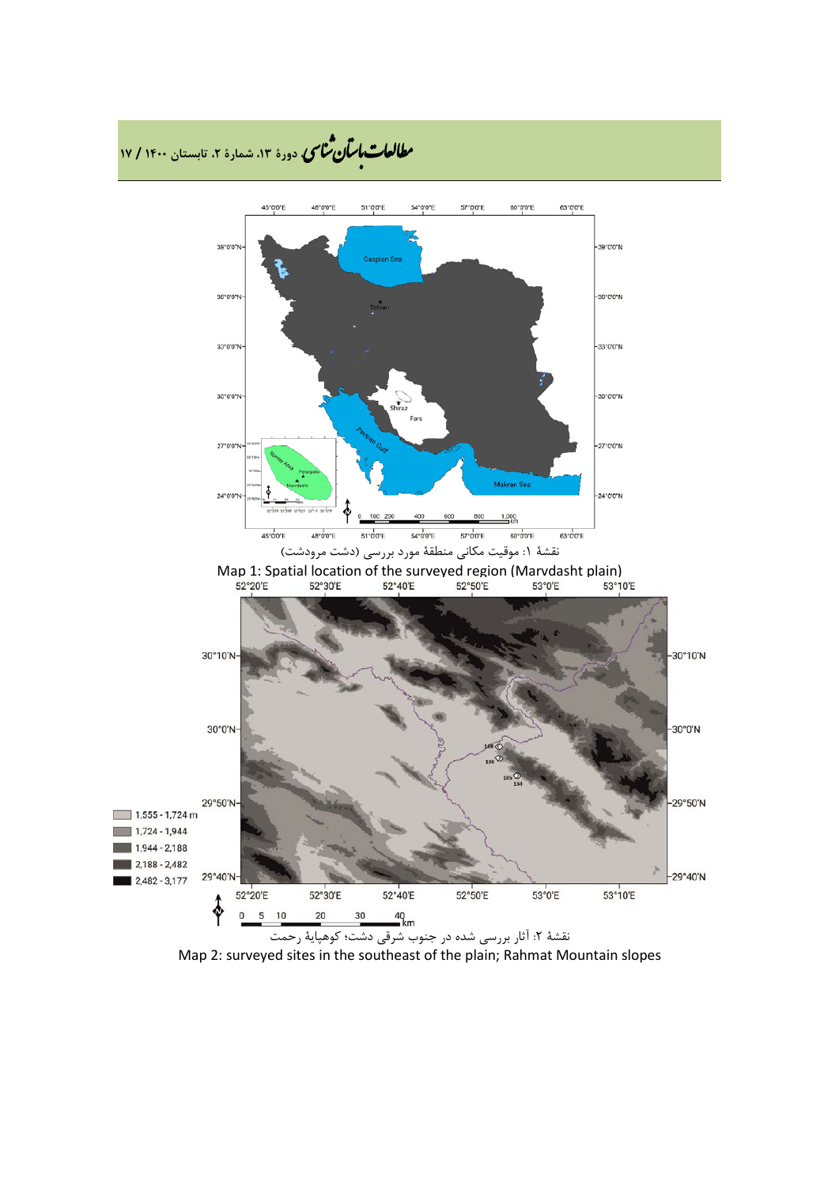نقشهٔ ۱: موقعیت مکانی منطقهٔ مورد بررسی (دشت مرودشت)

Map 1: Spatial location of the surveyed region (Marvdasht plain)

نقشهٔ ۲: آثار بررسی شده در جنوب شرقی دشت؛ کوهپایهٔ رحمت

Map 2: surveyed sites in the southeast of the plain; Rahmat Mountain slopes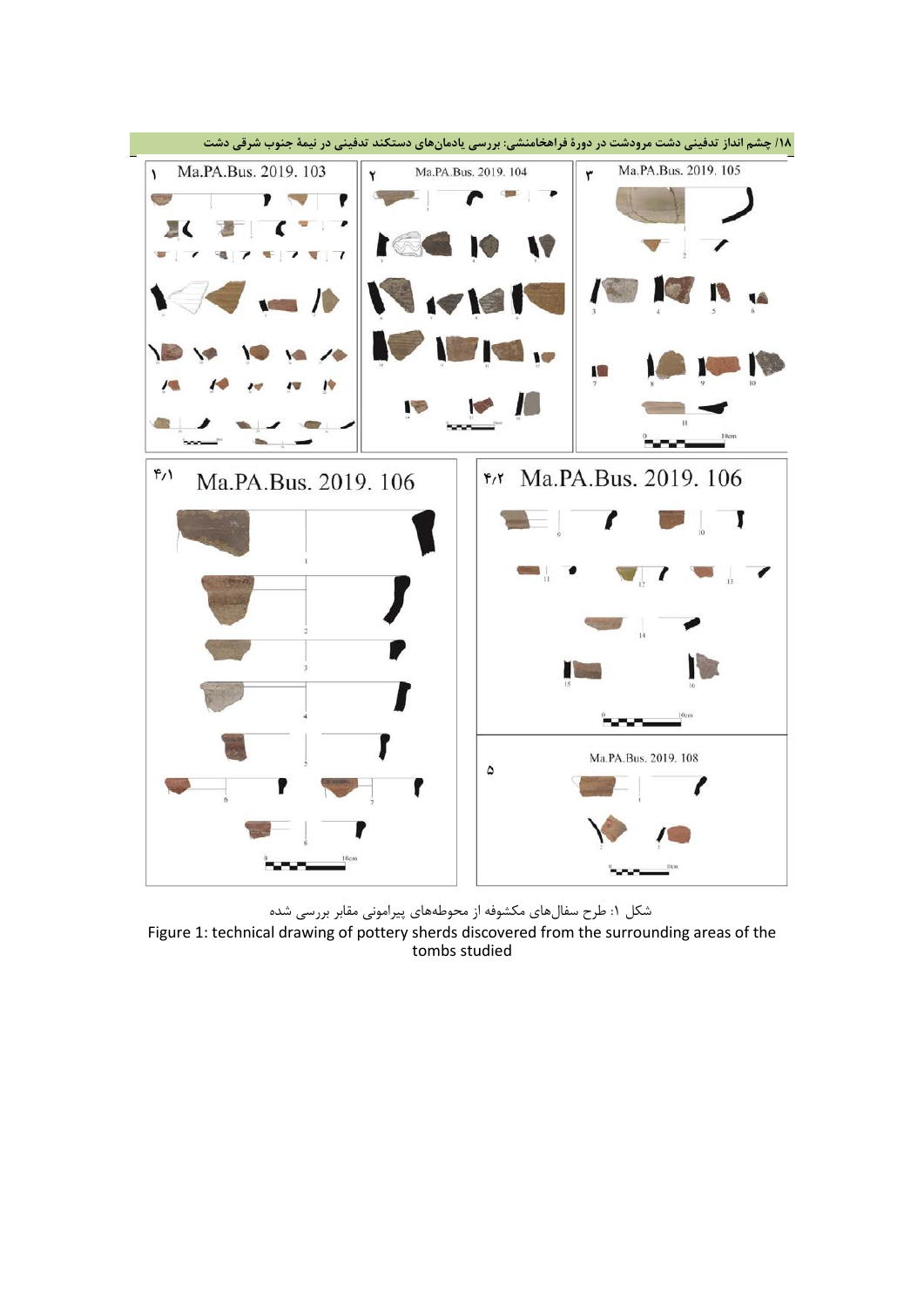شکل ۱: طرح سفال‌های مکشوفه از محوطه‌های پیرامونی مقابر بررسی شده

Figure 1: technical drawing of pottery sherds discovered from the surrounding areas of the tombs studied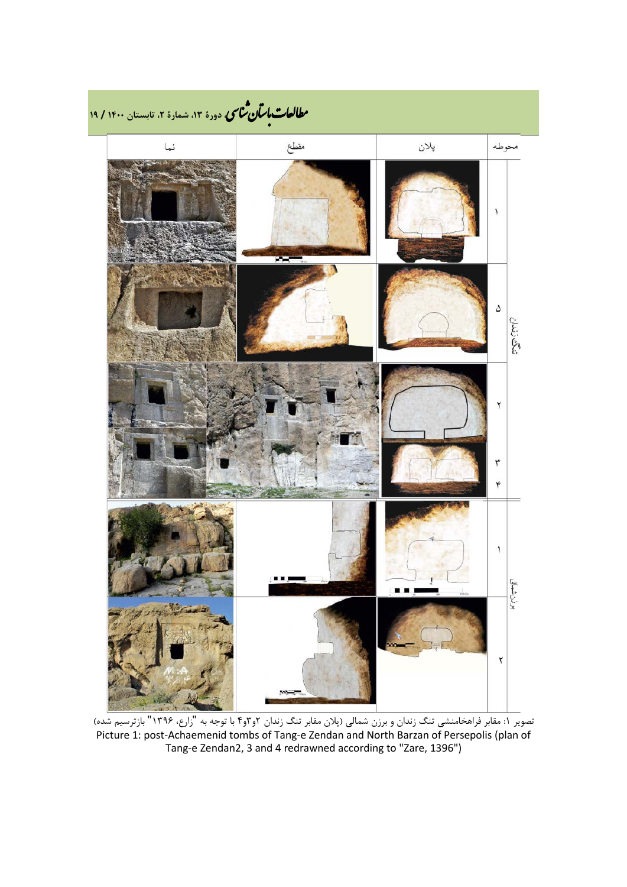| نما | مقطع | پلان | | محوطه |
|---|---|---|---|---|
| | | | ۱ | تنگ زندان |
| | | | ۵ | |
| | | | ۲ | |
| | | | ۳ ۴ | |
| | | | ۱ | برزن شمالی |
| | | | ۲ | |

تصویر ۱: مقابر فراهخامنشی تنگ زندان و برزن شمالی (پلان مقابر تنگ زندان ۲و۳و۴ با توجه به "زارع، ۱۳۹۶" بازترسیم شده)

Picture 1: post-Achaemenid tombs of Tang-e Zendan and North Barzan of Persepolis (plan of Tang-e Zendan2, 3 and 4 redrawned according to "Zare, 1396")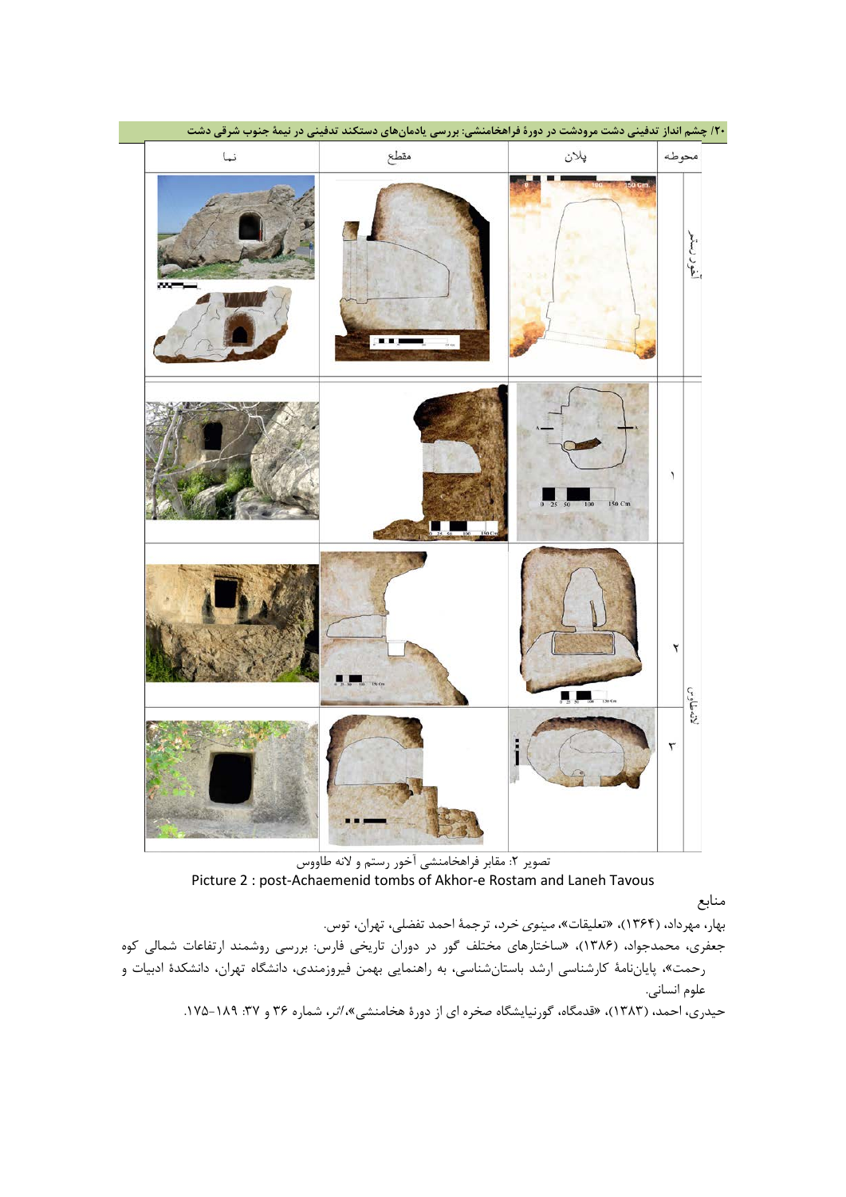| محوطه | | پلان | مقطع | نما |
| --- | --- | --- | --- | --- |
| آخور رستم | | | | |
| لانه طاووس | ۱ | | | |
| | ۲ | | | |
| | ۳ | | | |

تصویر ۲: مقابر فراهخامنشی آخور رستم و لانه طاووس

Picture 2 : post-Achaemenid tombs of Akhor-e Rostam and Laneh Tavous

## منابع

بهار، مهرداد، (۱۳۶۴)، «تعلیقات»، مینوی خرد، ترجمهٔ احمد تفضلی، تهران، توس.

جعفری، محمدجواد، (۱۳۸۶)، «ساختارهای مختلف گور در دوران تاریخی فارس: بررسی روشمند ارتفاعات شمالی کوه رحمت»، پایان‌نامهٔ کارشناسی ارشد باستان‌شناسی، به راهنمایی بهمن فیروزمندی، دانشگاه تهران، دانشکدهٔ ادبیات و علوم انسانی.

حیدری، احمد، (۱۳۸۳)، «قدمگاه، گورنیایشگاه صخره ای از دورهٔ هخامنشی»، *اثر*، شماره ۳۶ و ۳۷: ۱۸۹-۱۷۵.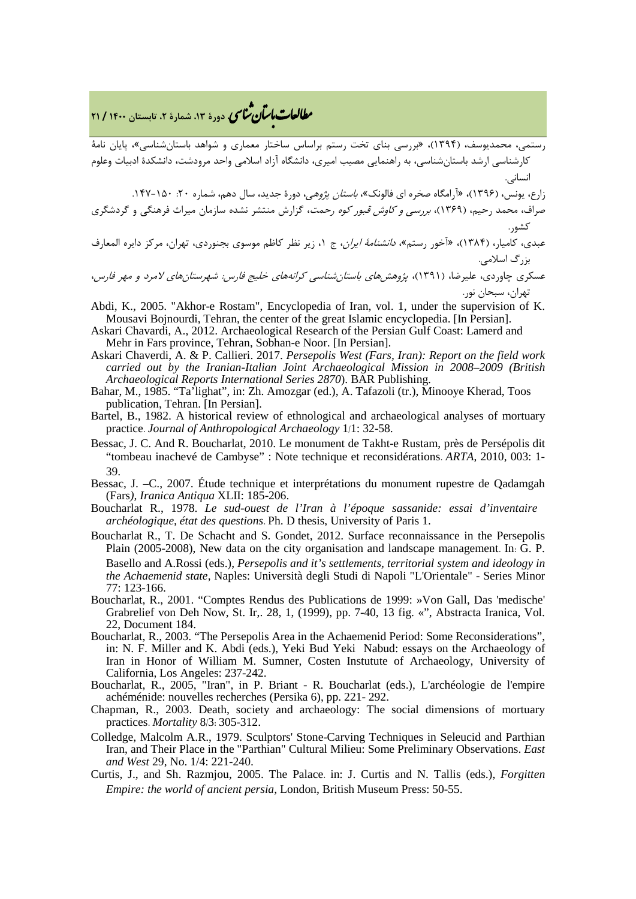رستمی، محمدیوسف، (۱۳۹۴)، «بررسی بنای تخت رستم براساس ساختار معماری و شواهد باستان‌شناسی»، پایان نامهٔ کارشناسی ارشد باستان‌شناسی، به راهنمایی مصیب امیری، دانشگاه آزاد اسلامی واحد مرودشت، دانشکدهٔ ادبیات وعلوم انسانی.

زارع، یونس، (۱۳۹۶)، «آرامگاه صخره ای فالونک»، *باستان پژوهی*، دورهٔ جدید، سال دهم، شماره ۲۰: ۱۵۰-۱۴۷.

صراف، محمد رحیم، (۱۳۶۹)، *بررسی و کاوش قبور کوه رحمت*، گزارش منتشر نشده سازمان میراث فرهنگی و گردشگری کشور.

عبدی، کامیار، (۱۳۸۴)، «آخور رستم»، *دانشنامهٔ ایران*، ج ۱، زیر نظر کاظم موسوی بجنوردی، تهران، مرکز دایره المعارف بزرگ اسلامی.

عسکری چاوردی، علیرضا، (۱۳۹۱)، *پژوهش‌های باستان‌شناسی کرانه‌های خلیج فارس: شهرستان‌های لامرد و مهر فارس*، تهران، سبحان نور.

Abdi, K., 2005. "Akhor-e Rostam", Encyclopedia of Iran, vol. 1, under the supervision of K. Mousavi Bojnourdi, Tehran, the center of the great Islamic encyclopedia. [In Persian].

Askari Chavardi, A., 2012. Archaeological Research of the Persian Gulf Coast: Lamerd and Mehr in Fars province, Tehran, Sobhan-e Noor. [In Persian].

Askari Chaverdi, A. & P. Callieri. 2017. *Persepolis West (Fars, Iran): Report on the field work carried out by the Iranian-Italian Joint Archaeological Mission in 2008–2009 (British Archaeological Reports International Series 2870)*. BAR Publishing.

Bahar, M., 1985. "Ta'lighat", in: Zh. Amozgar (ed.), A. Tafazoli (tr.), Minooye Kherad, Toos publication, Tehran. [In Persian].

Bartel, B., 1982. A historical review of ethnological and archaeological analyses of mortuary practice. *Journal of Anthropological Archaeology* 1/1: 32-58.

Bessac, J. C. And R. Boucharlat, 2010. Le monument de Takht-e Rustam, près de Persépolis dit "tombeau inachevé de Cambyse" : Note technique et reconsidérations. *ARTA*, 2010, 003: 1-39.

Bessac, J. –C., 2007. Étude technique et interprétations du monument rupestre de Qadamgah (Fars*), Iranica Antiqua* XLII: 185-206.

Boucharlat R., 1978. *Le sud-ouest de l'Iran à l'époque sassanide: essai d'inventaire archéologique, état des questions*. Ph. D thesis, University of Paris 1.

Boucharlat R., T. De Schacht and S. Gondet, 2012. Surface reconnaissance in the Persepolis Plain (2005-2008), New data on the city organisation and landscape management. In: G. P. Basello and A.Rossi (eds.), *Persepolis and it's settlements, territorial system and ideology in the Achaemenid state*, Naples: Università degli Studi di Napoli "L'Orientale" - Series Minor 77: 123-166.

Boucharlat, R., 2001. "Comptes Rendus des Publications de 1999: »Von Gall, Das 'medische' Grabrelief von Deh Now, St. Ir,. 28, 1, (1999), pp. 7-40, 13 fig. «", Abstracta Iranica, Vol. 22, Document 184.

Boucharlat, R., 2003. "The Persepolis Area in the Achaemenid Period: Some Reconsiderations", in: N. F. Miller and K. Abdi (eds.), Yeki Bud Yeki Nabud: essays on the Archaeology of Iran in Honor of William M. Sumner, Costen Instutute of Archaeology, University of California, Los Angeles: 237-242.

Boucharlat, R., 2005, "Iran", in P. Briant - R. Boucharlat (eds.), L'archéologie de l'empire achéménide: nouvelles recherches (Persika 6), pp. 221- 292.

Chapman, R., 2003. Death, society and archaeology: The social dimensions of mortuary practices. *Mortality* 8/3: 305-312.

Colledge, Malcolm A.R., 1979. Sculptors' Stone-Carving Techniques in Seleucid and Parthian Iran, and Their Place in the "Parthian" Cultural Milieu: Some Preliminary Observations. *East and West* 29, No. 1/4: 221-240.

Curtis, J., and Sh. Razmjou, 2005. The Palace. in: J. Curtis and N. Tallis (eds.), *Forgitten Empire: the world of ancient persia*, London, British Museum Press: 50-55.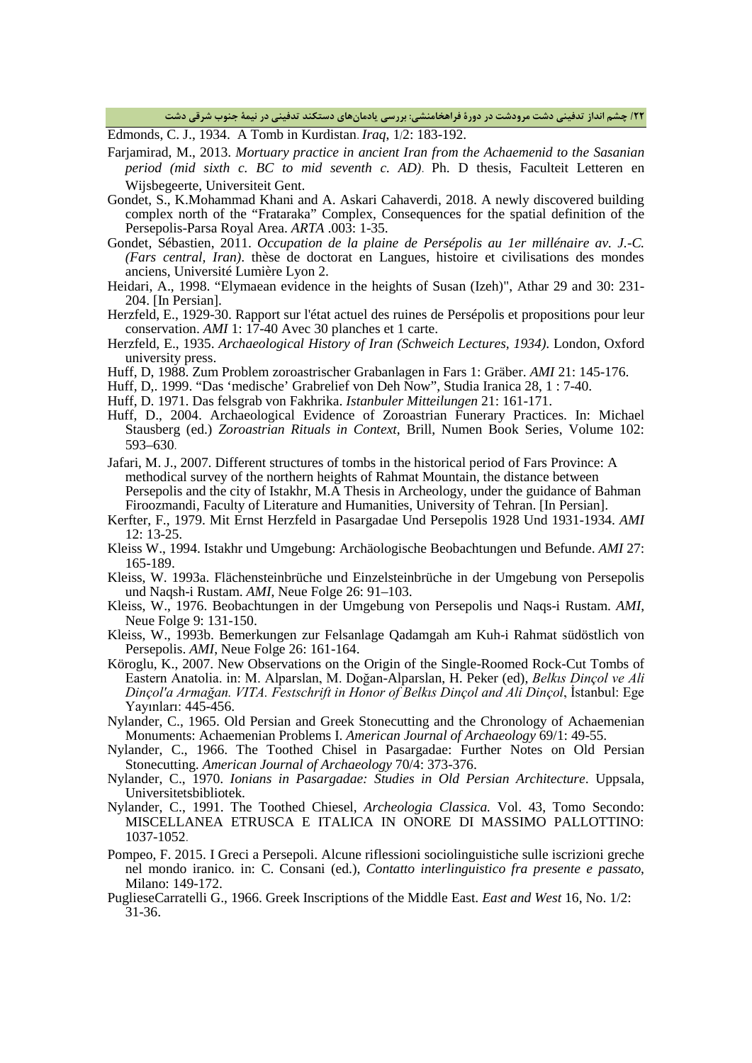Edmonds, C. J., 1934. A Tomb in Kurdistan. *Iraq*, 1/2: 183-192.

Farjamirad, M., 2013. *Mortuary practice in ancient Iran from the Achaemenid to the Sasanian period (mid sixth c. BC to mid seventh c. AD)*. Ph. D thesis, Faculteit Letteren en Wijsbegeerte, Universiteit Gent.

Gondet, S., K.Mohammad Khani and A. Askari Cahaverdi, 2018. A newly discovered building complex north of the "Frataraka" Complex, Consequences for the spatial definition of the Persepolis-Parsa Royal Area. *ARTA* .003: 1-35.

Gondet, Sébastien, 2011. *Occupation de la plaine de Persépolis au 1er millénaire av. J.-C. (Fars central, Iran)*. thèse de doctorat en Langues, histoire et civilisations des mondes anciens, Université Lumière Lyon 2.

Heidari, A., 1998. "Elymaean evidence in the heights of Susan (Izeh)", Athar 29 and 30: 231-204. [In Persian].

Herzfeld, E., 1929-30. Rapport sur l'état actuel des ruines de Persépolis et propositions pour leur conservation. *AMI* 1: 17-40 Avec 30 planches et 1 carte.

Herzfeld, E., 1935. *Archaeological History of Iran (Schweich Lectures, 1934)*. London, Oxford university press.

Huff, D, 1988. Zum Problem zoroastrischer Grabanlagen in Fars 1: Gräber. *AMI* 21: 145-176.

Huff, D,. 1999. "Das 'medische' Grabrelief von Deh Now", Studia Iranica 28, 1 : 7-40.

Huff, D. 1971. Das felsgrab von Fakhrika. *Istanbuler Mitteilungen* 21: 161-171.

Huff, D., 2004. Archaeological Evidence of Zoroastrian Funerary Practices. In: Michael Stausberg (ed.) *Zoroastrian Rituals in Context*, Brill, Numen Book Series, Volume 102: 593–630.

Jafari, M. J., 2007. Different structures of tombs in the historical period of Fars Province: A methodical survey of the northern heights of Rahmat Mountain, the distance between Persepolis and the city of Istakhr, M.A Thesis in Archeology, under the guidance of Bahman Firoozmandi, Faculty of Literature and Humanities, University of Tehran. [In Persian].

Kerfter, F., 1979. Mit Ernst Herzfeld in Pasargadae Und Persepolis 1928 Und 1931-1934. *AMI* 12: 13-25.

Kleiss W., 1994. Istakhr und Umgebung: Archäologische Beobachtungen und Befunde. *AMI* 27: 165-189.

Kleiss, W. 1993a. Flächensteinbrüche und Einzelsteinbrüche in der Umgebung von Persepolis und Naqsh-i Rustam. *AMI*, Neue Folge 26: 91–103.

Kleiss, W., 1976. Beobachtungen in der Umgebung von Persepolis und Naqs-i Rustam. *AMI*, Neue Folge 9: 131-150.

Kleiss, W., 1993b. Bemerkungen zur Felsanlage Qadamgah am Kuh-i Rahmat südöstlich von Persepolis. *AMI*, Neue Folge 26: 161-164.

Köroglu, K., 2007. New Observations on the Origin of the Single-Roomed Rock-Cut Tombs of Eastern Anatolia. in: M. Alparslan, M. Doğan-Alparslan, H. Peker (ed), *Belkıs Dinçol ve Ali Dinçol'a Armağan. VITA. Festschrift in Honor of Belkıs Dinçol and Ali Dinçol*, İstanbul: Ege Yayınları: 445-456.

Nylander, C., 1965. Old Persian and Greek Stonecutting and the Chronology of Achaemenian Monuments: Achaemenian Problems I. *American Journal of Archaeology* 69/1: 49-55.

Nylander, C., 1966. The Toothed Chisel in Pasargadae: Further Notes on Old Persian Stonecutting. *American Journal of Archaeology* 70/4: 373-376.

Nylander, C., 1970. *Ionians in Pasargadae: Studies in Old Persian Architecture*. Uppsala, Universitetsbibliotek.

Nylander, C., 1991. The Toothed Chiesel, *Archeologia Classica.* Vol. 43, Tomo Secondo: MISCELLANEA ETRUSCA E ITALICA IN ONORE DI MASSIMO PALLOTTINO: 1037-1052.

Pompeo, F. 2015. I Greci a Persepoli. Alcune riflessioni sociolinguistiche sulle iscrizioni greche nel mondo iranico. in: C. Consani (ed.), *Contatto interlinguistico fra presente e passato*, Milano: 149-172.

PuglieseCarratelli G., 1966. Greek Inscriptions of the Middle East. *East and West* 16, No. 1/2: 31-36.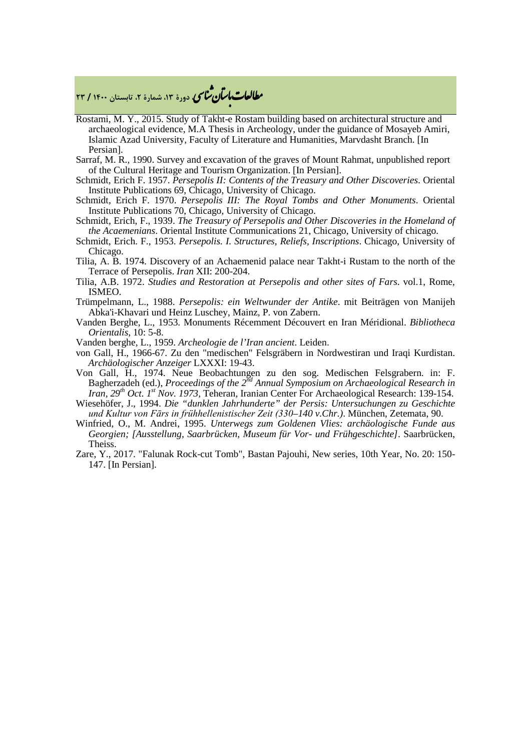Rostami, M. Y., 2015. Study of Takht-e Rostam building based on architectural structure and archaeological evidence, M.A Thesis in Archeology, under the guidance of Mosayeb Amiri, Islamic Azad University, Faculty of Literature and Humanities, Marvdasht Branch. [In Persian].

Sarraf, M. R., 1990. Survey and excavation of the graves of Mount Rahmat, unpublished report of the Cultural Heritage and Tourism Organization. [In Persian].

Schmidt, Erich F. 1957. *Persepolis II: Contents of the Treasury and Other Discoveries*. Oriental Institute Publications 69, Chicago, University of Chicago.

Schmidt, Erich F. 1970. *Persepolis III: The Royal Tombs and Other Monuments*. Oriental Institute Publications 70, Chicago, University of Chicago.

Schmidt, Erich, F., 1939. *The Treasury of Persepolis and Other Discoveries in the Homeland of the Acaemenians*. Oriental Institute Communications 21, Chicago, University of chicago.

Schmidt, Erich. F., 1953. *Persepolis. I. Structures, Reliefs, Inscriptions*. Chicago, University of Chicago.

Tilia, A. B. 1974. Discovery of an Achaemenid palace near Takht-i Rustam to the north of the Terrace of Persepolis. *Iran* XII: 200-204.

Tilia, A.B. 1972. *Studies and Restoration at Persepolis and other sites of Fars*. vol.1, Rome, ISMEO.

Trümpelmann, L., 1988. *Persepolis: ein Weltwunder der Antike*. mit Beiträgen von Manijeh Abka'i-Khavari und Heinz Luschey, Mainz, P. von Zabern.

Vanden Berghe, L., 1953. Monuments Récemment Découvert en Iran Méridional. *Bibliotheca Orientalis*, 10: 5-8.

Vanden berghe, L., 1959. *Archeologie de l'Iran ancient*. Leiden.

von Gall, H., 1966-67. Zu den "medischen" Felsgräbern in Nordwestiran und Iraqi Kurdistan. *Archäologischer Anzeiger* LXXXI: 19-43.

Von Gall, H., 1974. Neue Beobachtungen zu den sog. Medischen Felsgrabern. in: F. Bagherzadeh (ed.), *Proceedings of the 2nd Annual Symposium on Archaeological Research in Iran, 29th Oct. 1st Nov. 1973*, Teheran, Iranian Center For Archaeological Research: 139-154.

Wiesehöfer, J., 1994. *Die "dunklen Jahrhunderte" der Persis: Untersuchungen zu Geschichte und Kultur von Fārs in frühhellenistischer Zeit (330–140 v.Chr.)*. München, Zetemata, 90.

Winfried, O., M. Andrei, 1995. *Unterwegs zum Goldenen Vlies: archäologische Funde aus Georgien; [Ausstellung, Saarbrücken, Museum für Vor- und Frühgeschichte]*. Saarbrücken, Theiss.

Zare, Y., 2017. "Falunak Rock-cut Tomb", Bastan Pajouhi, New series, 10th Year, No. 20: 150-147. [In Persian].